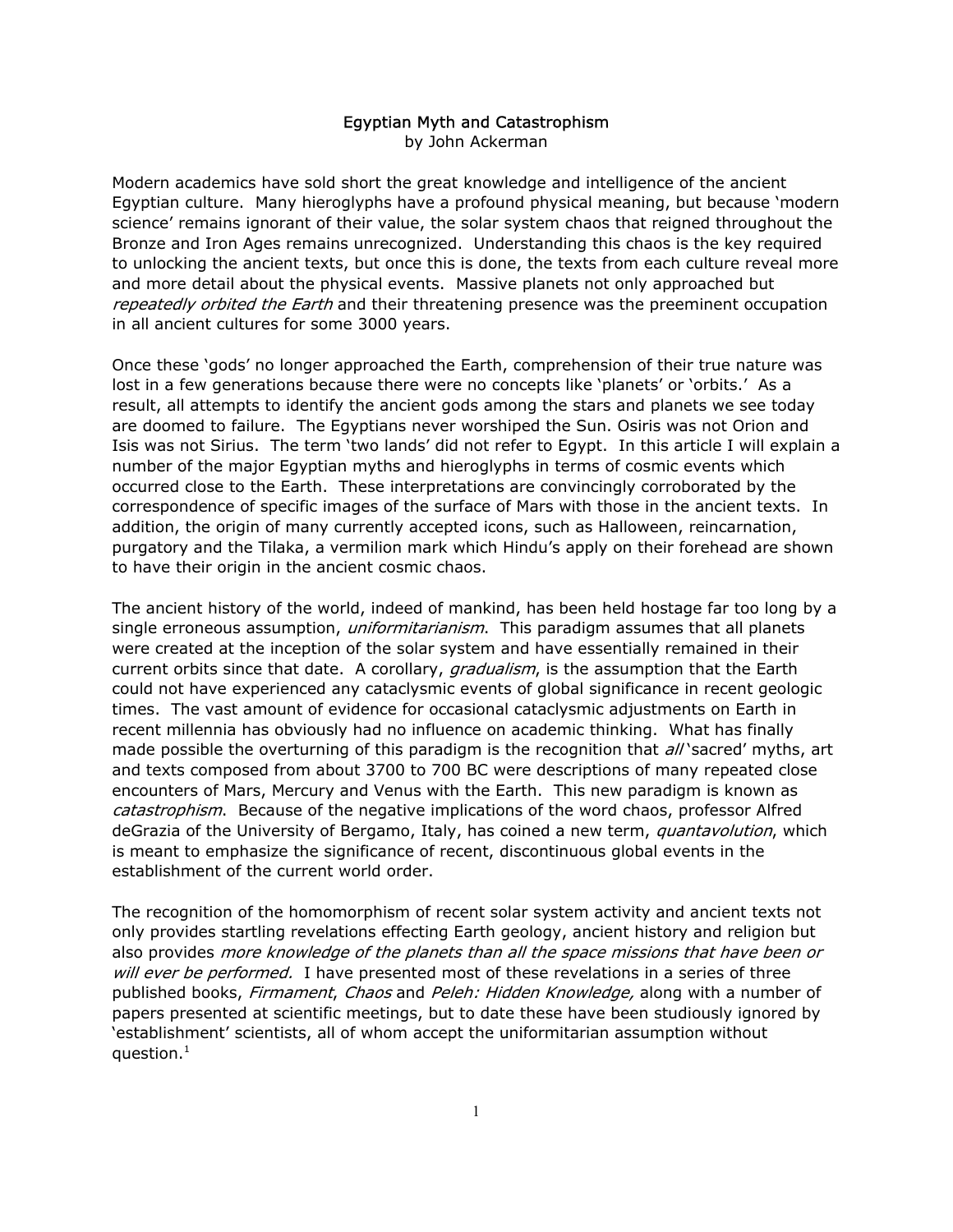# Egyptian Myth and Catastrophism

by John Ackerman

Modern academics have sold short the great knowledge and intelligence of the ancient Egyptian culture. Many hieroglyphs have a profound physical meaning, but because 'modern science' remains ignorant of their value, the solar system chaos that reigned throughout the Bronze and Iron Ages remains unrecognized. Understanding this chaos is the key required to unlocking the ancient texts, but once this is done, the texts from each culture reveal more and more detail about the physical events. Massive planets not only approached but *repeatedly orbited the Earth* and their threatening presence was the preeminent occupation in all ancient cultures for some 3000 years.

Once these 'gods' no longer approached the Earth, comprehension of their true nature was lost in a few generations because there were no concepts like 'planets' or 'orbits.' As a result, all attempts to identify the ancient gods among the stars and planets we see today are doomed to failure. The Egyptians never worshiped the Sun. Osiris was not Orion and Isis was not Sirius. The term 'two lands' did not refer to Egypt. In this article I will explain a number of the major Egyptian myths and hieroglyphs in terms of cosmic events which occurred close to the Earth. These interpretations are convincingly corroborated by the correspondence of specific images of the surface of Mars with those in the ancient texts. In addition, the origin of many currently accepted icons, such as Halloween, reincarnation, purgatory and the Tilaka, a vermilion mark which Hindu's apply on their forehead are shown to have their origin in the ancient cosmic chaos.

The ancient history of the world, indeed of mankind, has been held hostage far too long by a single erroneous assumption, *uniformitarianism*. This paradigm assumes that all planets were created at the inception of the solar system and have essentially remained in their current orbits since that date. A corollary, *gradualism*, is the assumption that the Earth could not have experienced any cataclysmic events of global significance in recent geologic times. The vast amount of evidence for occasional cataclysmic adjustments on Earth in recent millennia has obviously had no influence on academic thinking. What has finally made possible the overturning of this paradigm is the recognition that *all* 'sacred' myths, art and texts composed from about 3700 to 700 BC were descriptions of many repeated close encounters of Mars, Mercury and Venus with the Earth. This new paradigm is known as *catastrophism*. Because of the negative implications of the word chaos, professor Alfred deGrazia of the University of Bergamo, Italy, has coined a new term, *quantavolution*, which is meant to emphasize the significance of recent, discontinuous global events in the establishment of the current world order.

The recognition of the homomorphism of recent solar system activity and ancient texts not only provides startling revelations effecting Earth geology, ancient history and religion but also provides *more knowledge of the planets than all the space missions that have been or will ever be performed.* I have presented most of these revelations in a series of three published books, *Firmament*, *Chaos* and *Peleh: Hidden Knowledge,* along with a number of papers presented at scientific meetings, but to date these have been studiously ignored by 'establishment' scientists, all of whom accept the uniformitarian assumption without question.[1]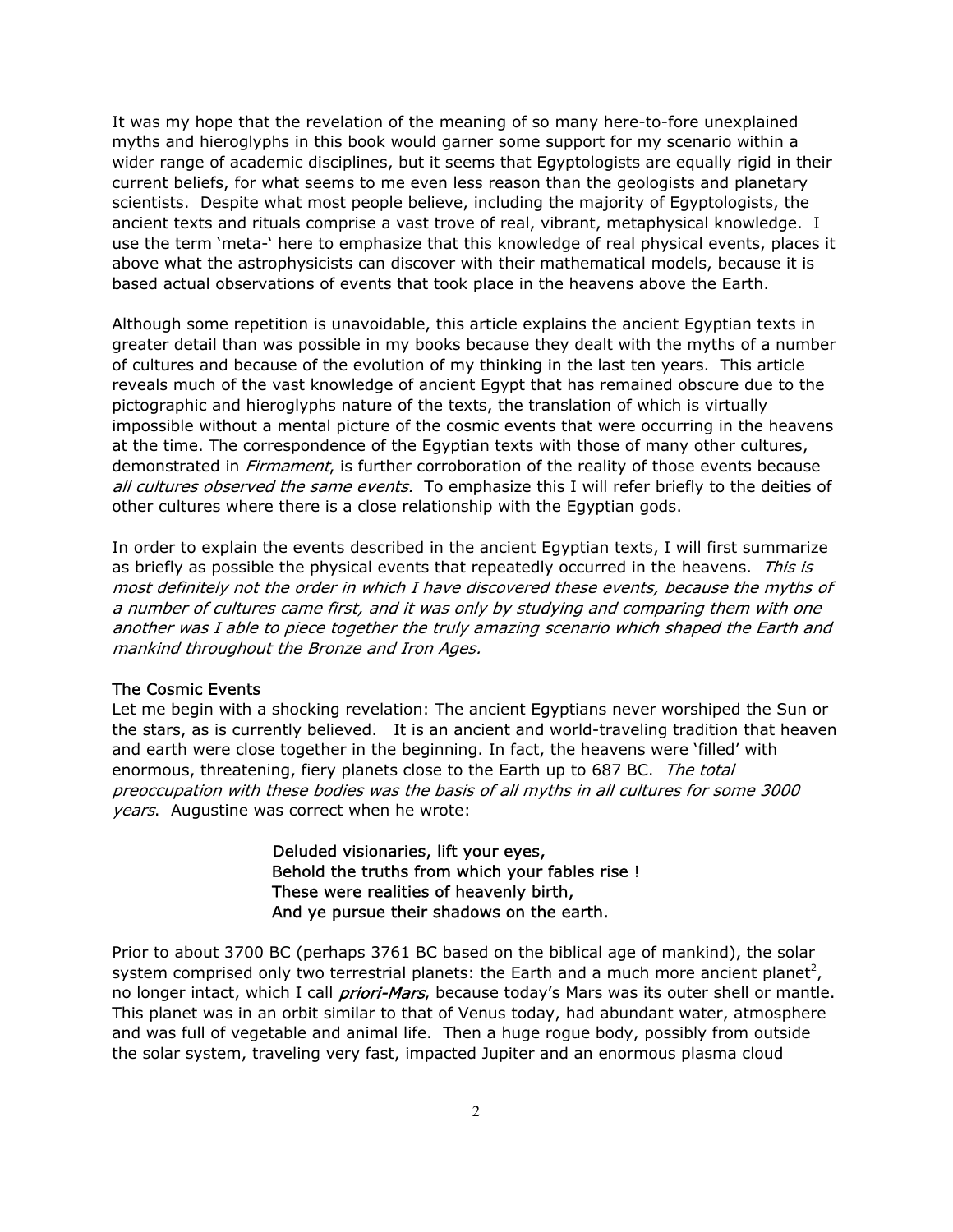It was my hope that the revelation of the meaning of so many here-to-fore unexplained myths and hieroglyphs in this book would garner some support for my scenario within a wider range of academic disciplines, but it seems that Egyptologists are equally rigid in their current beliefs, for what seems to me even less reason than the geologists and planetary scientists. Despite what most people believe, including the majority of Egyptologists, the ancient texts and rituals comprise a vast trove of real, vibrant, metaphysical knowledge. I use the term 'meta-' here to emphasize that this knowledge of real physical events, places it above what the astrophysicists can discover with their mathematical models, because it is based actual observations of events that took place in the heavens above the Earth.

Although some repetition is unavoidable, this article explains the ancient Egyptian texts in greater detail than was possible in my books because they dealt with the myths of a number of cultures and because of the evolution of my thinking in the last ten years. This article reveals much of the vast knowledge of ancient Egypt that has remained obscure due to the pictographic and hieroglyphs nature of the texts, the translation of which is virtually impossible without a mental picture of the cosmic events that were occurring in the heavens at the time. The correspondence of the Egyptian texts with those of many other cultures, demonstrated in *Firmament*, is further corroboration of the reality of those events because *all cultures observed the same events.* To emphasize this I will refer briefly to the deities of other cultures where there is a close relationship with the Egyptian gods.

In order to explain the events described in the ancient Egyptian texts, I will first summarize as briefly as possible the physical events that repeatedly occurred in the heavens. *This is most definitely not the order in which I have discovered these events, because the myths of a number of cultures came first, and it was only by studying and comparing them with one another was I able to piece together the truly amazing scenario which shaped the Earth and mankind throughout the Bronze and Iron Ages.*

## The Cosmic Events

Let me begin with a shocking revelation: The ancient Egyptians never worshiped the Sun or the stars, as is currently believed. It is an ancient and world-traveling tradition that heaven and earth were close together in the beginning. In fact, the heavens were 'filled' with enormous, threatening, fiery planets close to the Earth up to 687 BC. *The total preoccupation with these bodies was the basis of all myths in all cultures for some 3000 years*. Augustine was correct when he wrote:

> Deluded visionaries, lift your eyes,
> Behold the truths from which your fables rise !
> These were realities of heavenly birth,
> And ye pursue their shadows on the earth.

Prior to about 3700 BC (perhaps 3761 BC based on the biblical age of mankind), the solar system comprised only two terrestrial planets: the Earth and a much more ancient planet[2], no longer intact, which I call ***priori-Mars***, because today's Mars was its outer shell or mantle. This planet was in an orbit similar to that of Venus today, had abundant water, atmosphere and was full of vegetable and animal life. Then a huge rogue body, possibly from outside the solar system, traveling very fast, impacted Jupiter and an enormous plasma cloud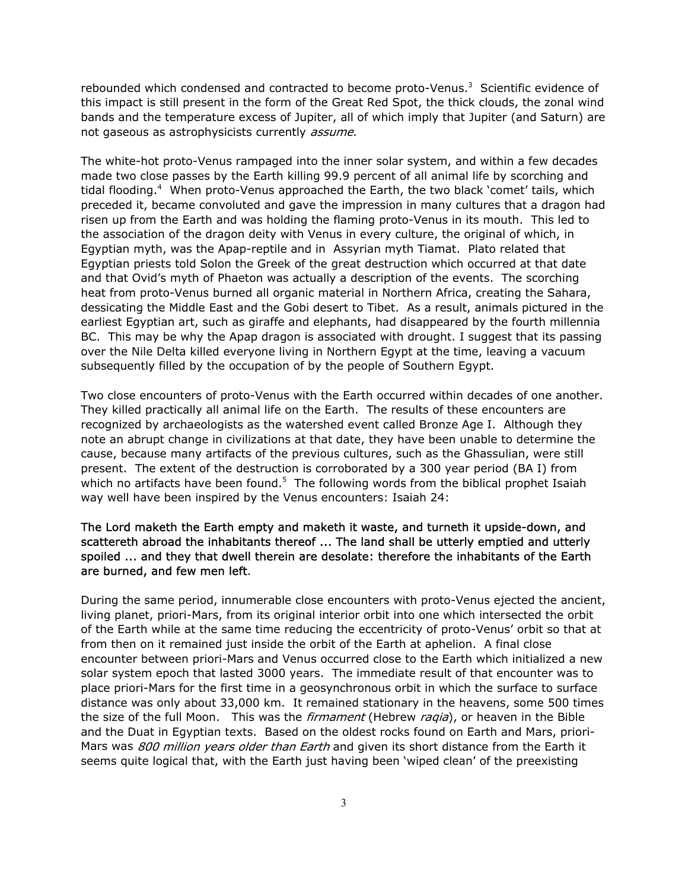rebounded which condensed and contracted to become proto-Venus.[3] Scientific evidence of this impact is still present in the form of the Great Red Spot, the thick clouds, the zonal wind bands and the temperature excess of Jupiter, all of which imply that Jupiter (and Saturn) are not gaseous as astrophysicists currently *assume*.

The white-hot proto-Venus rampaged into the inner solar system, and within a few decades made two close passes by the Earth killing 99.9 percent of all animal life by scorching and tidal flooding.[4] When proto-Venus approached the Earth, the two black 'comet' tails, which preceded it, became convoluted and gave the impression in many cultures that a dragon had risen up from the Earth and was holding the flaming proto-Venus in its mouth. This led to the association of the dragon deity with Venus in every culture, the original of which, in Egyptian myth, was the Apap-reptile and in Assyrian myth Tiamat. Plato related that Egyptian priests told Solon the Greek of the great destruction which occurred at that date and that Ovid's myth of Phaeton was actually a description of the events. The scorching heat from proto-Venus burned all organic material in Northern Africa, creating the Sahara, dessicating the Middle East and the Gobi desert to Tibet. As a result, animals pictured in the earliest Egyptian art, such as giraffe and elephants, had disappeared by the fourth millennia BC. This may be why the Apap dragon is associated with drought. I suggest that its passing over the Nile Delta killed everyone living in Northern Egypt at the time, leaving a vacuum subsequently filled by the occupation of by the people of Southern Egypt.

Two close encounters of proto-Venus with the Earth occurred within decades of one another. They killed practically all animal life on the Earth. The results of these encounters are recognized by archaeologists as the watershed event called Bronze Age I. Although they note an abrupt change in civilizations at that date, they have been unable to determine the cause, because many artifacts of the previous cultures, such as the Ghassulian, were still present. The extent of the destruction is corroborated by a 300 year period (BA I) from which no artifacts have been found.[5] The following words from the biblical prophet Isaiah way well have been inspired by the Venus encounters: Isaiah 24:

**The Lord maketh the Earth empty and maketh it waste, and turneth it upside-down, and scattereth abroad the inhabitants thereof ... The land shall be utterly emptied and utterly spoiled ... and they that dwell therein are desolate: therefore the inhabitants of the Earth are burned, and few men left.**

During the same period, innumerable close encounters with proto-Venus ejected the ancient, living planet, priori-Mars, from its original interior orbit into one which intersected the orbit of the Earth while at the same time reducing the eccentricity of proto-Venus' orbit so that at from then on it remained just inside the orbit of the Earth at aphelion. A final close encounter between priori-Mars and Venus occurred close to the Earth which initialized a new solar system epoch that lasted 3000 years. The immediate result of that encounter was to place priori-Mars for the first time in a geosynchronous orbit in which the surface to surface distance was only about 33,000 km. It remained stationary in the heavens, some 500 times the size of the full Moon. This was the *firmament* (Hebrew *raqia*), or heaven in the Bible and the Duat in Egyptian texts. Based on the oldest rocks found on Earth and Mars, priori-Mars was *800 million years older than Earth* and given its short distance from the Earth it seems quite logical that, with the Earth just having been 'wiped clean' of the preexisting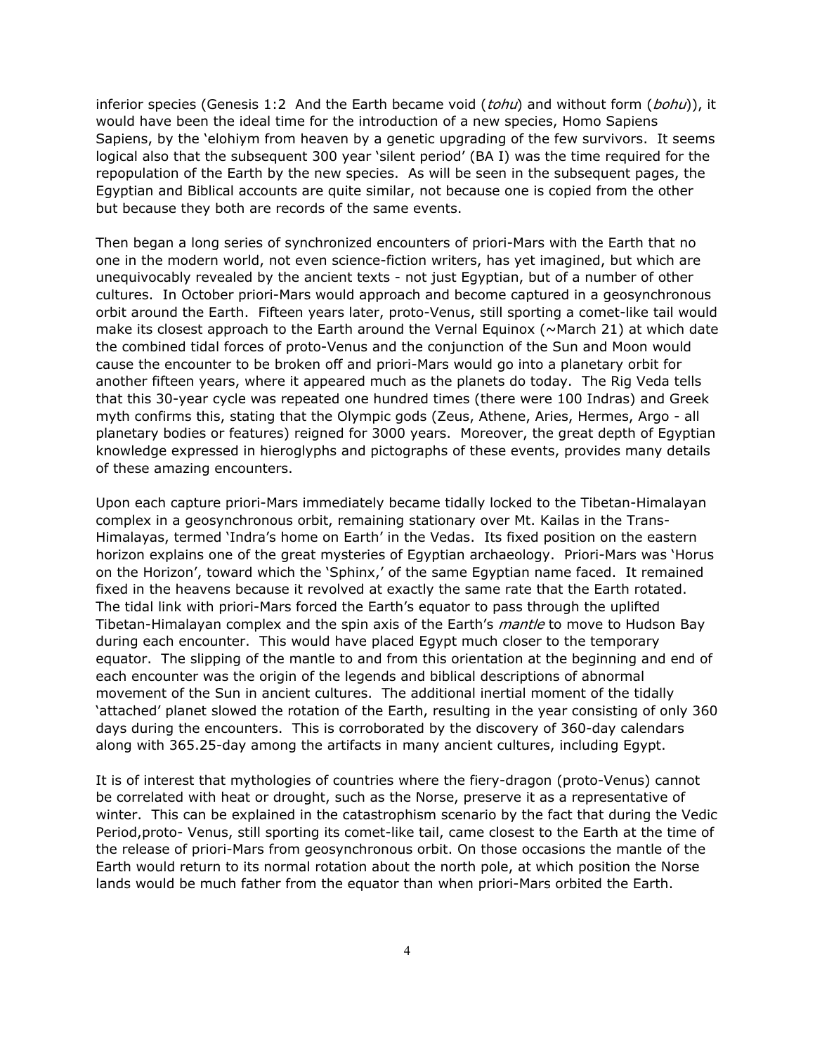inferior species (Genesis 1:2 And the Earth became void (*tohu*) and without form (*bohu*)), it would have been the ideal time for the introduction of a new species, Homo Sapiens Sapiens, by the 'elohiym from heaven by a genetic upgrading of the few survivors. It seems logical also that the subsequent 300 year 'silent period' (BA I) was the time required for the repopulation of the Earth by the new species. As will be seen in the subsequent pages, the Egyptian and Biblical accounts are quite similar, not because one is copied from the other but because they both are records of the same events.

Then began a long series of synchronized encounters of priori-Mars with the Earth that no one in the modern world, not even science-fiction writers, has yet imagined, but which are unequivocably revealed by the ancient texts - not just Egyptian, but of a number of other cultures. In October priori-Mars would approach and become captured in a geosynchronous orbit around the Earth. Fifteen years later, proto-Venus, still sporting a comet-like tail would make its closest approach to the Earth around the Vernal Equinox (~March 21) at which date the combined tidal forces of proto-Venus and the conjunction of the Sun and Moon would cause the encounter to be broken off and priori-Mars would go into a planetary orbit for another fifteen years, where it appeared much as the planets do today. The Rig Veda tells that this 30-year cycle was repeated one hundred times (there were 100 Indras) and Greek myth confirms this, stating that the Olympic gods (Zeus, Athene, Aries, Hermes, Argo - all planetary bodies or features) reigned for 3000 years. Moreover, the great depth of Egyptian knowledge expressed in hieroglyphs and pictographs of these events, provides many details of these amazing encounters.

Upon each capture priori-Mars immediately became tidally locked to the Tibetan-Himalayan complex in a geosynchronous orbit, remaining stationary over Mt. Kailas in the Trans-Himalayas, termed 'Indra's home on Earth' in the Vedas. Its fixed position on the eastern horizon explains one of the great mysteries of Egyptian archaeology. Priori-Mars was 'Horus on the Horizon', toward which the 'Sphinx,' of the same Egyptian name faced. It remained fixed in the heavens because it revolved at exactly the same rate that the Earth rotated. The tidal link with priori-Mars forced the Earth's equator to pass through the uplifted Tibetan-Himalayan complex and the spin axis of the Earth's *mantle* to move to Hudson Bay during each encounter. This would have placed Egypt much closer to the temporary equator. The slipping of the mantle to and from this orientation at the beginning and end of each encounter was the origin of the legends and biblical descriptions of abnormal movement of the Sun in ancient cultures. The additional inertial moment of the tidally 'attached' planet slowed the rotation of the Earth, resulting in the year consisting of only 360 days during the encounters. This is corroborated by the discovery of 360-day calendars along with 365.25-day among the artifacts in many ancient cultures, including Egypt.

It is of interest that mythologies of countries where the fiery-dragon (proto-Venus) cannot be correlated with heat or drought, such as the Norse, preserve it as a representative of winter. This can be explained in the catastrophism scenario by the fact that during the Vedic Period,proto- Venus, still sporting its comet-like tail, came closest to the Earth at the time of the release of priori-Mars from geosynchronous orbit. On those occasions the mantle of the Earth would return to its normal rotation about the north pole, at which position the Norse lands would be much father from the equator than when priori-Mars orbited the Earth.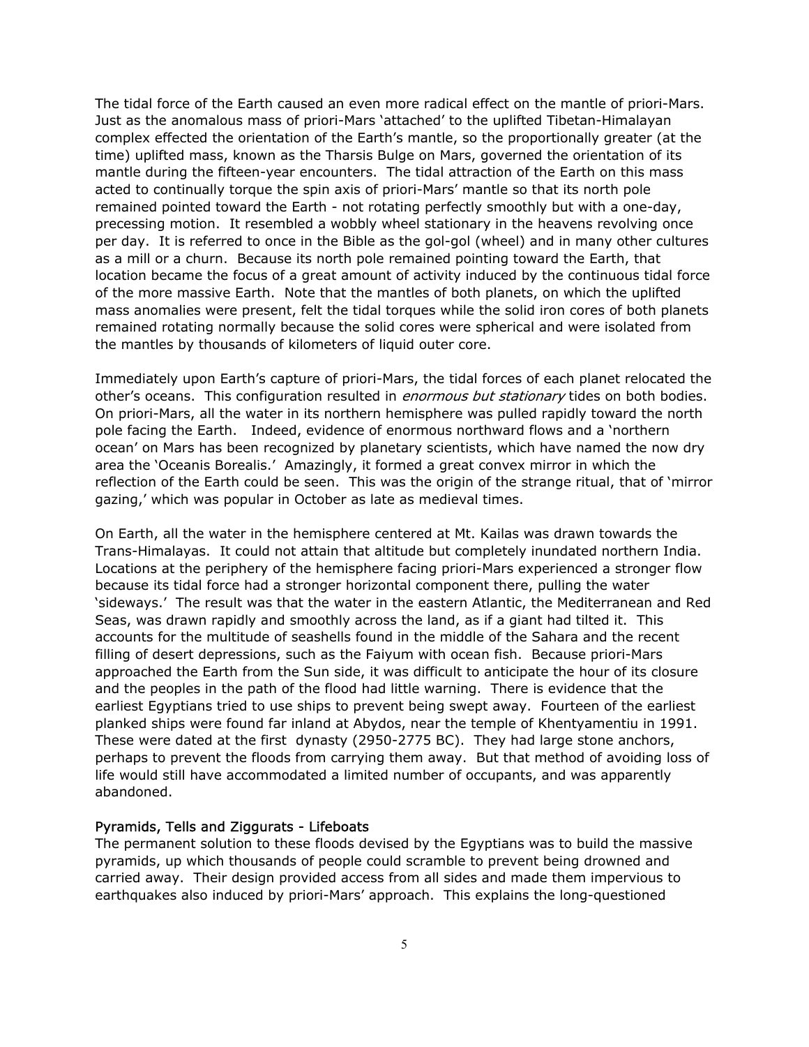The tidal force of the Earth caused an even more radical effect on the mantle of priori-Mars. Just as the anomalous mass of priori-Mars 'attached' to the uplifted Tibetan-Himalayan complex effected the orientation of the Earth's mantle, so the proportionally greater (at the time) uplifted mass, known as the Tharsis Bulge on Mars, governed the orientation of its mantle during the fifteen-year encounters. The tidal attraction of the Earth on this mass acted to continually torque the spin axis of priori-Mars' mantle so that its north pole remained pointed toward the Earth - not rotating perfectly smoothly but with a one-day, precessing motion. It resembled a wobbly wheel stationary in the heavens revolving once per day. It is referred to once in the Bible as the gol-gol (wheel) and in many other cultures as a mill or a churn. Because its north pole remained pointing toward the Earth, that location became the focus of a great amount of activity induced by the continuous tidal force of the more massive Earth. Note that the mantles of both planets, on which the uplifted mass anomalies were present, felt the tidal torques while the solid iron cores of both planets remained rotating normally because the solid cores were spherical and were isolated from the mantles by thousands of kilometers of liquid outer core.

Immediately upon Earth's capture of priori-Mars, the tidal forces of each planet relocated the other's oceans. This configuration resulted in *enormous but stationary* tides on both bodies. On priori-Mars, all the water in its northern hemisphere was pulled rapidly toward the north pole facing the Earth. Indeed, evidence of enormous northward flows and a 'northern ocean' on Mars has been recognized by planetary scientists, which have named the now dry area the 'Oceanis Borealis.' Amazingly, it formed a great convex mirror in which the reflection of the Earth could be seen. This was the origin of the strange ritual, that of 'mirror gazing,' which was popular in October as late as medieval times.

On Earth, all the water in the hemisphere centered at Mt. Kailas was drawn towards the Trans-Himalayas. It could not attain that altitude but completely inundated northern India. Locations at the periphery of the hemisphere facing priori-Mars experienced a stronger flow because its tidal force had a stronger horizontal component there, pulling the water 'sideways.' The result was that the water in the eastern Atlantic, the Mediterranean and Red Seas, was drawn rapidly and smoothly across the land, as if a giant had tilted it. This accounts for the multitude of seashells found in the middle of the Sahara and the recent filling of desert depressions, such as the Faiyum with ocean fish. Because priori-Mars approached the Earth from the Sun side, it was difficult to anticipate the hour of its closure and the peoples in the path of the flood had little warning. There is evidence that the earliest Egyptians tried to use ships to prevent being swept away. Fourteen of the earliest planked ships were found far inland at Abydos, near the temple of Khentyamentiu in 1991. These were dated at the first dynasty (2950-2775 BC). They had large stone anchors, perhaps to prevent the floods from carrying them away. But that method of avoiding loss of life would still have accommodated a limited number of occupants, and was apparently abandoned.

## Pyramids, Tells and Ziggurats - Lifeboats

The permanent solution to these floods devised by the Egyptians was to build the massive pyramids, up which thousands of people could scramble to prevent being drowned and carried away. Their design provided access from all sides and made them impervious to earthquakes also induced by priori-Mars' approach. This explains the long-questioned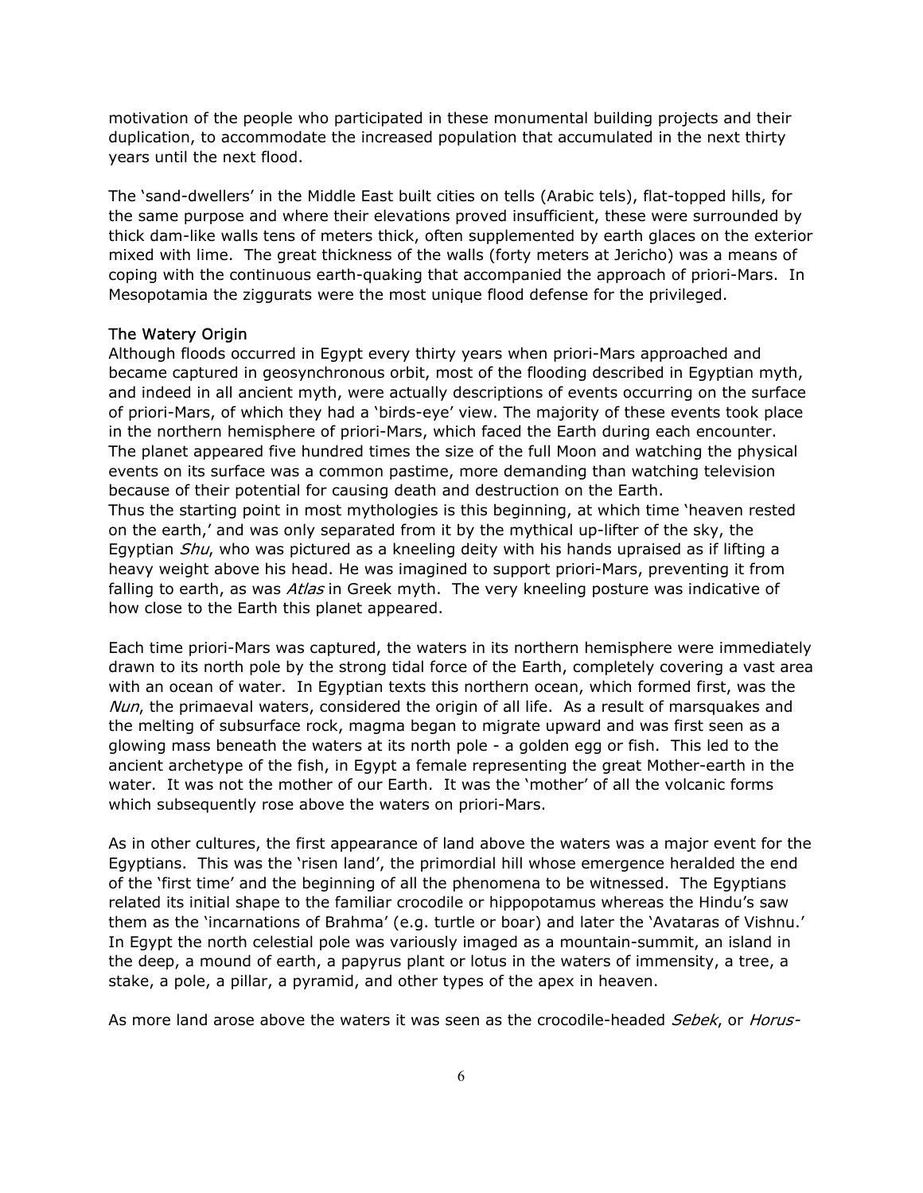motivation of the people who participated in these monumental building projects and their duplication, to accommodate the increased population that accumulated in the next thirty years until the next flood.

The 'sand-dwellers' in the Middle East built cities on tells (Arabic tels), flat-topped hills, for the same purpose and where their elevations proved insufficient, these were surrounded by thick dam-like walls tens of meters thick, often supplemented by earth glaces on the exterior mixed with lime. The great thickness of the walls (forty meters at Jericho) was a means of coping with the continuous earth-quaking that accompanied the approach of priori-Mars. In Mesopotamia the ziggurats were the most unique flood defense for the privileged.

## The Watery Origin

Although floods occurred in Egypt every thirty years when priori-Mars approached and became captured in geosynchronous orbit, most of the flooding described in Egyptian myth, and indeed in all ancient myth, were actually descriptions of events occurring on the surface of priori-Mars, of which they had a 'birds-eye' view. The majority of these events took place in the northern hemisphere of priori-Mars, which faced the Earth during each encounter. The planet appeared five hundred times the size of the full Moon and watching the physical events on its surface was a common pastime, more demanding than watching television because of their potential for causing death and destruction on the Earth.
Thus the starting point in most mythologies is this beginning, at which time 'heaven rested on the earth,' and was only separated from it by the mythical up-lifter of the sky, the Egyptian *Shu*, who was pictured as a kneeling deity with his hands upraised as if lifting a heavy weight above his head. He was imagined to support priori-Mars, preventing it from falling to earth, as was *Atlas* in Greek myth. The very kneeling posture was indicative of how close to the Earth this planet appeared.

Each time priori-Mars was captured, the waters in its northern hemisphere were immediately drawn to its north pole by the strong tidal force of the Earth, completely covering a vast area with an ocean of water. In Egyptian texts this northern ocean, which formed first, was the *Nun*, the primaeval waters, considered the origin of all life. As a result of marsquakes and the melting of subsurface rock, magma began to migrate upward and was first seen as a glowing mass beneath the waters at its north pole - a golden egg or fish. This led to the ancient archetype of the fish, in Egypt a female representing the great Mother-earth in the water. It was not the mother of our Earth. It was the 'mother' of all the volcanic forms which subsequently rose above the waters on priori-Mars.

As in other cultures, the first appearance of land above the waters was a major event for the Egyptians. This was the 'risen land', the primordial hill whose emergence heralded the end of the 'first time' and the beginning of all the phenomena to be witnessed. The Egyptians related its initial shape to the familiar crocodile or hippopotamus whereas the Hindu's saw them as the 'incarnations of Brahma' (e.g. turtle or boar) and later the 'Avataras of Vishnu.' In Egypt the north celestial pole was variously imaged as a mountain-summit, an island in the deep, a mound of earth, a papyrus plant or lotus in the waters of immensity, a tree, a stake, a pole, a pillar, a pyramid, and other types of the apex in heaven.

As more land arose above the waters it was seen as the crocodile-headed *Sebek*, or *Horus*-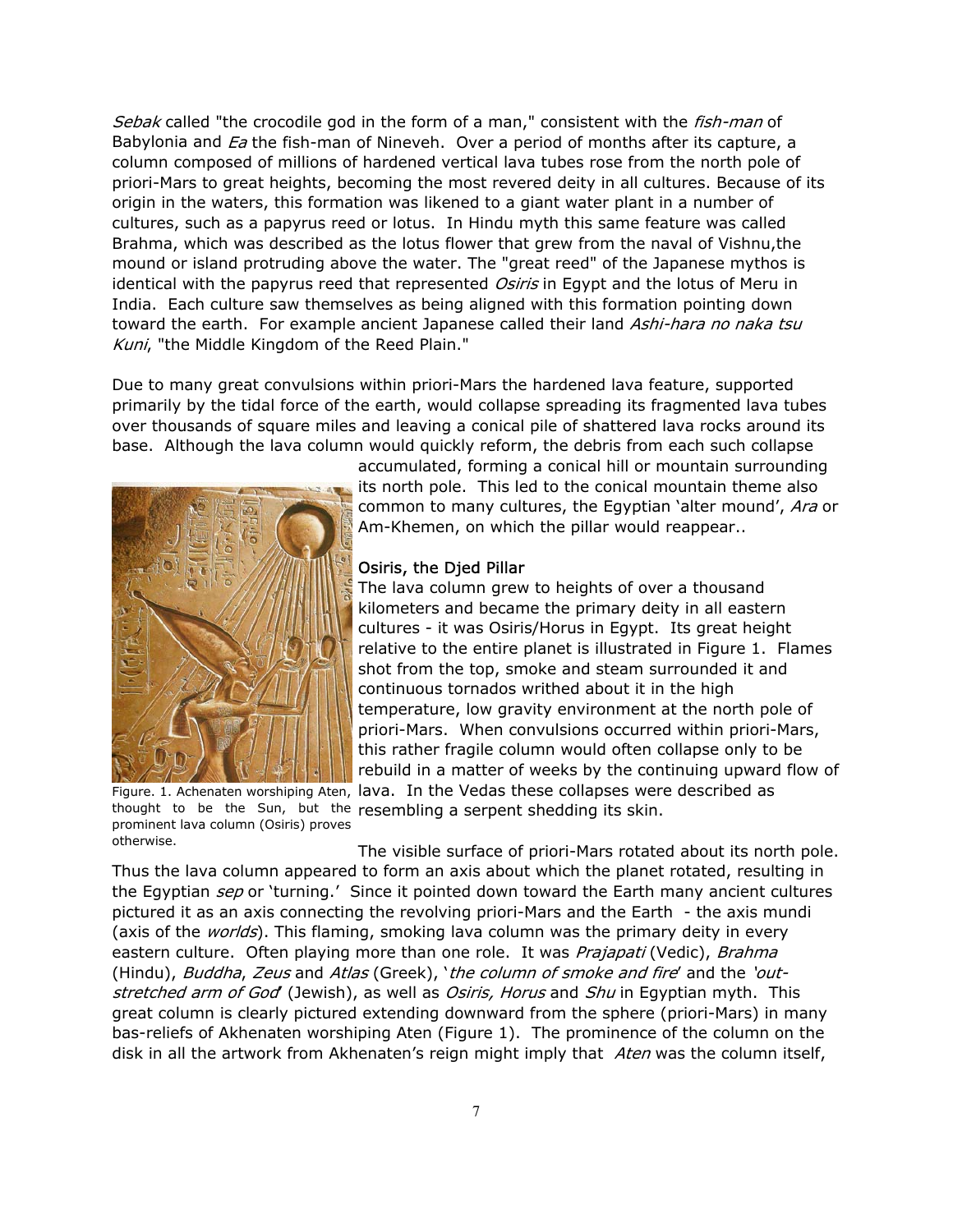*Sebak* called "the crocodile god in the form of a man," consistent with the *fish-man* of Babylonia and *Ea* the fish-man of Nineveh. Over a period of months after its capture, a column composed of millions of hardened vertical lava tubes rose from the north pole of priori-Mars to great heights, becoming the most revered deity in all cultures. Because of its origin in the waters, this formation was likened to a giant water plant in a number of cultures, such as a papyrus reed or lotus. In Hindu myth this same feature was called Brahma, which was described as the lotus flower that grew from the naval of Vishnu,the mound or island protruding above the water. The "great reed" of the Japanese mythos is identical with the papyrus reed that represented *Osiris* in Egypt and the lotus of Meru in India. Each culture saw themselves as being aligned with this formation pointing down toward the earth. For example ancient Japanese called their land *Ashi-hara no naka tsu Kuni*, "the Middle Kingdom of the Reed Plain."

Due to many great convulsions within priori-Mars the hardened lava feature, supported primarily by the tidal force of the earth, would collapse spreading its fragmented lava tubes over thousands of square miles and leaving a conical pile of shattered lava rocks around its base. Although the lava column would quickly reform, the debris from each such collapse accumulated, forming a conical hill or mountain surrounding its north pole. This led to the conical mountain theme also common to many cultures, the Egyptian 'alter mound', *Ara* or Am-Khemen, on which the pillar would reappear..

Figure. 1. Achenaten worshiping Aten, thought to be the Sun, but the prominent lava column (Osiris) proves otherwise.

## Osiris, the Djed Pillar

The lava column grew to heights of over a thousand kilometers and became the primary deity in all eastern cultures - it was Osiris/Horus in Egypt. Its great height relative to the entire planet is illustrated in Figure 1. Flames shot from the top, smoke and steam surrounded it and continuous tornados writhed about it in the high temperature, low gravity environment at the north pole of priori-Mars. When convulsions occurred within priori-Mars, this rather fragile column would often collapse only to be rebuild in a matter of weeks by the continuing upward flow of lava. In the Vedas these collapses were described as resembling a serpent shedding its skin.

The visible surface of priori-Mars rotated about its north pole. Thus the lava column appeared to form an axis about which the planet rotated, resulting in the Egyptian *sep* or 'turning.' Since it pointed down toward the Earth many ancient cultures pictured it as an axis connecting the revolving priori-Mars and the Earth - the axis mundi (axis of the *worlds*). This flaming, smoking lava column was the primary deity in every eastern culture. Often playing more than one role. It was *Prajapati* (Vedic), *Brahma* (Hindu), *Buddha*, *Zeus* and *Atlas* (Greek), '*the column of smoke and fire*' and the '*out-stretched arm of God*' (Jewish), as well as *Osiris, Horus* and *Shu* in Egyptian myth. This great column is clearly pictured extending downward from the sphere (priori-Mars) in many bas-reliefs of Akhenaten worshiping Aten (Figure 1). The prominence of the column on the disk in all the artwork from Akhenaten's reign might imply that *Aten* was the column itself,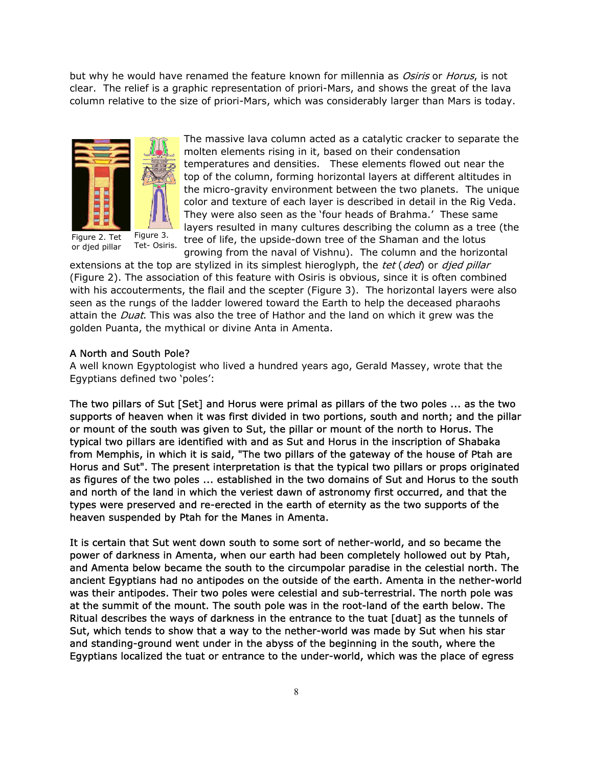but why he would have renamed the feature known for millennia as *Osiris* or *Horus*, is not clear. The relief is a graphic representation of priori-Mars, and shows the great of the lava column relative to the size of priori-Mars, which was considerably larger than Mars is today.

Figure 2. Tet or djed pillar

Figure 3. Tet- Osiris.

The massive lava column acted as a catalytic cracker to separate the molten elements rising in it, based on their condensation temperatures and densities. These elements flowed out near the top of the column, forming horizontal layers at different altitudes in the micro-gravity environment between the two planets. The unique color and texture of each layer is described in detail in the Rig Veda. They were also seen as the 'four heads of Brahma.' These same layers resulted in many cultures describing the column as a tree (the tree of life, the upside-down tree of the Shaman and the lotus growing from the naval of Vishnu). The column and the horizontal extensions at the top are stylized in its simplest hieroglyph, the *tet* (*ded*) or *djed pillar* (Figure 2). The association of this feature with Osiris is obvious, since it is often combined with his accouterments, the flail and the scepter (Figure 3). The horizontal layers were also seen as the rungs of the ladder lowered toward the Earth to help the deceased pharaohs attain the *Duat*. This was also the tree of Hathor and the land on which it grew was the golden Puanta, the mythical or divine Anta in Amenta.

### A North and South Pole?

A well known Egyptologist who lived a hundred years ago, Gerald Massey, wrote that the Egyptians defined two 'poles':

The two pillars of Sut [Set] and Horus were primal as pillars of the two poles ... as the two supports of heaven when it was first divided in two portions, south and north; and the pillar or mount of the south was given to Sut, the pillar or mount of the north to Horus. The typical two pillars are identified with and as Sut and Horus in the inscription of Shabaka from Memphis, in which it is said, "The two pillars of the gateway of the house of Ptah are Horus and Sut". The present interpretation is that the typical two pillars or props originated as figures of the two poles ... established in the two domains of Sut and Horus to the south and north of the land in which the veriest dawn of astronomy first occurred, and that the types were preserved and re-erected in the earth of eternity as the two supports of the heaven suspended by Ptah for the Manes in Amenta.

It is certain that Sut went down south to some sort of nether-world, and so became the power of darkness in Amenta, when our earth had been completely hollowed out by Ptah, and Amenta below became the south to the circumpolar paradise in the celestial north. The ancient Egyptians had no antipodes on the outside of the earth. Amenta in the nether-world was their antipodes. Their two poles were celestial and sub-terrestrial. The north pole was at the summit of the mount. The south pole was in the root-land of the earth below. The Ritual describes the ways of darkness in the entrance to the tuat [duat] as the tunnels of Sut, which tends to show that a way to the nether-world was made by Sut when his star and standing-ground went under in the abyss of the beginning in the south, where the Egyptians localized the tuat or entrance to the under-world, which was the place of egress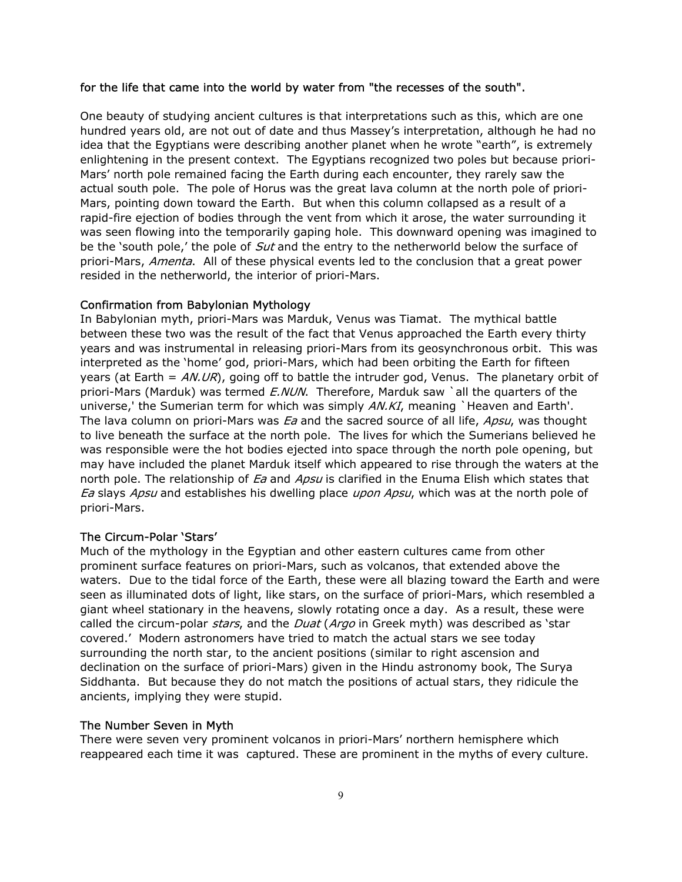**for the life that came into the world by water from "the recesses of the south".**

One beauty of studying ancient cultures is that interpretations such as this, which are one hundred years old, are not out of date and thus Massey's interpretation, although he had no idea that the Egyptians were describing another planet when he wrote "earth", is extremely enlightening in the present context. The Egyptians recognized two poles but because priori-Mars' north pole remained facing the Earth during each encounter, they rarely saw the actual south pole. The pole of Horus was the great lava column at the north pole of priori-Mars, pointing down toward the Earth. But when this column collapsed as a result of a rapid-fire ejection of bodies through the vent from which it arose, the water surrounding it was seen flowing into the temporarily gaping hole. This downward opening was imagined to be the 'south pole,' the pole of *Sut* and the entry to the netherworld below the surface of priori-Mars, *Amenta*. All of these physical events led to the conclusion that a great power resided in the netherworld, the interior of priori-Mars.

## Confirmation from Babylonian Mythology

In Babylonian myth, priori-Mars was Marduk, Venus was Tiamat. The mythical battle between these two was the result of the fact that Venus approached the Earth every thirty years and was instrumental in releasing priori-Mars from its geosynchronous orbit. This was interpreted as the 'home' god, priori-Mars, which had been orbiting the Earth for fifteen years (at Earth = *AN.UR*), going off to battle the intruder god, Venus. The planetary orbit of priori-Mars (Marduk) was termed *E.NUN*. Therefore, Marduk saw `all the quarters of the universe,' the Sumerian term for which was simply *AN.KI*, meaning `Heaven and Earth'. The lava column on priori-Mars was *Ea* and the sacred source of all life, *Apsu*, was thought to live beneath the surface at the north pole. The lives for which the Sumerians believed he was responsible were the hot bodies ejected into space through the north pole opening, but may have included the planet Marduk itself which appeared to rise through the waters at the north pole. The relationship of *Ea* and *Apsu* is clarified in the Enuma Elish which states that *Ea* slays *Apsu* and establishes his dwelling place *upon Apsu*, which was at the north pole of priori-Mars.

## The Circum-Polar 'Stars'

Much of the mythology in the Egyptian and other eastern cultures came from other prominent surface features on priori-Mars, such as volcanos, that extended above the waters. Due to the tidal force of the Earth, these were all blazing toward the Earth and were seen as illuminated dots of light, like stars, on the surface of priori-Mars, which resembled a giant wheel stationary in the heavens, slowly rotating once a day. As a result, these were called the circum-polar *stars*, and the *Duat* (*Argo* in Greek myth) was described as 'star covered.' Modern astronomers have tried to match the actual stars we see today surrounding the north star, to the ancient positions (similar to right ascension and declination on the surface of priori-Mars) given in the Hindu astronomy book, The Surya Siddhanta. But because they do not match the positions of actual stars, they ridicule the ancients, implying they were stupid.

## The Number Seven in Myth

There were seven very prominent volcanos in priori-Mars' northern hemisphere which reappeared each time it was captured. These are prominent in the myths of every culture.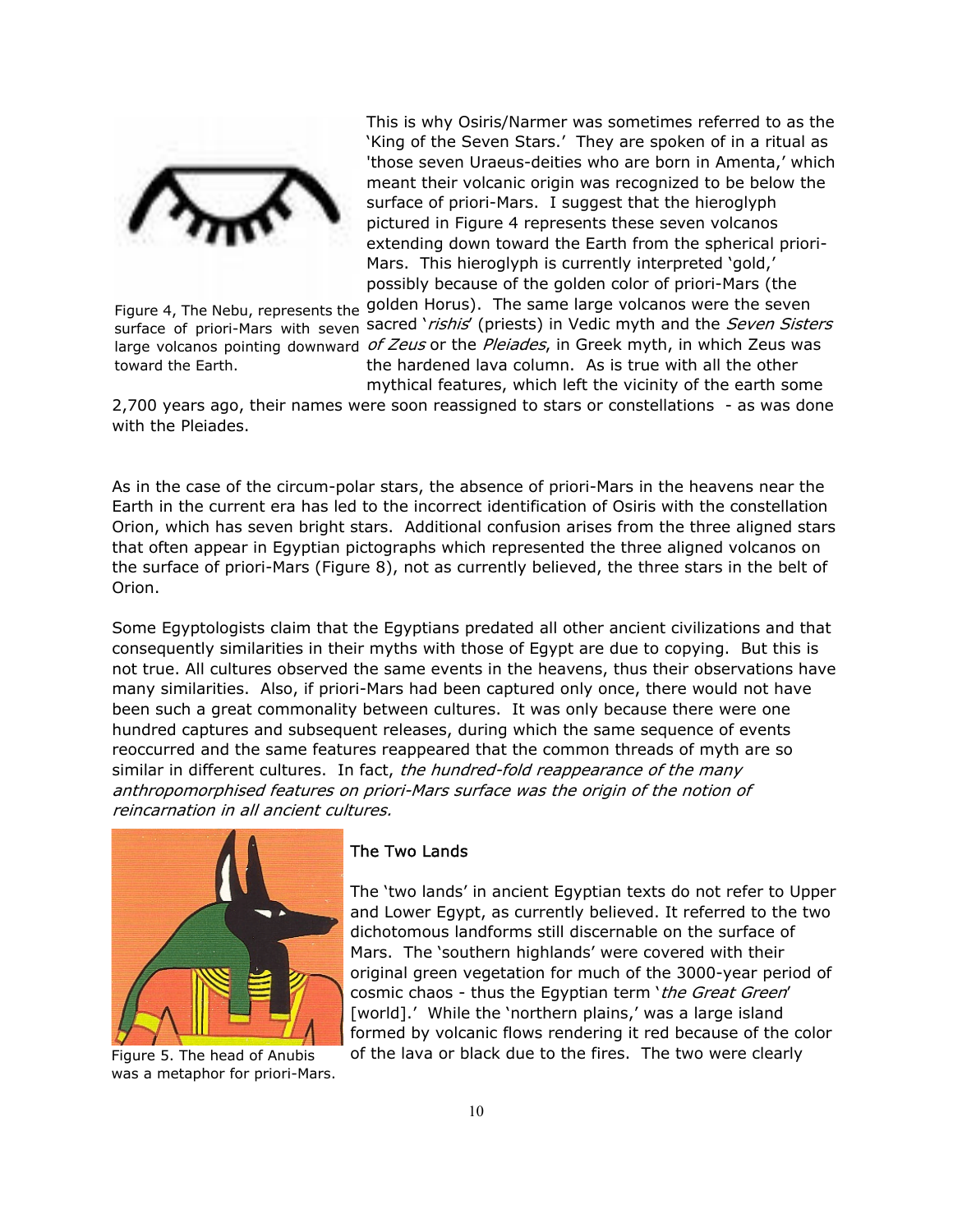Figure 4, The Nebu, represents the surface of priori-Mars with seven large volcanos pointing downward toward the Earth.

This is why Osiris/Narmer was sometimes referred to as the 'King of the Seven Stars.' They are spoken of in a ritual as 'those seven Uraeus-deities who are born in Amenta,' which meant their volcanic origin was recognized to be below the surface of priori-Mars. I suggest that the hieroglyph pictured in Figure 4 represents these seven volcanos extending down toward the Earth from the spherical priori-Mars. This hieroglyph is currently interpreted 'gold,' possibly because of the golden color of priori-Mars (the golden Horus). The same large volcanos were the seven sacred '*rishis*' (priests) in Vedic myth and the *Seven Sisters of Zeus* or the *Pleiades*, in Greek myth, in which Zeus was the hardened lava column. As is true with all the other mythical features, which left the vicinity of the earth some 2,700 years ago, their names were soon reassigned to stars or constellations - as was done with the Pleiades.

As in the case of the circum-polar stars, the absence of priori-Mars in the heavens near the Earth in the current era has led to the incorrect identification of Osiris with the constellation Orion, which has seven bright stars. Additional confusion arises from the three aligned stars that often appear in Egyptian pictographs which represented the three aligned volcanos on the surface of priori-Mars (Figure 8), not as currently believed, the three stars in the belt of Orion.

Some Egyptologists claim that the Egyptians predated all other ancient civilizations and that consequently similarities in their myths with those of Egypt are due to copying. But this is not true. All cultures observed the same events in the heavens, thus their observations have many similarities. Also, if priori-Mars had been captured only once, there would not have been such a great commonality between cultures. It was only because there were one hundred captures and subsequent releases, during which the same sequence of events reoccurred and the same features reappeared that the common threads of myth are so similar in different cultures. In fact, *the hundred-fold reappearance of the many anthropomorphised features on priori-Mars surface was the origin of the notion of reincarnation in all ancient cultures.*

Figure 5. The head of Anubis was a metaphor for priori-Mars.

## The Two Lands

The 'two lands' in ancient Egyptian texts do not refer to Upper and Lower Egypt, as currently believed. It referred to the two dichotomous landforms still discernable on the surface of Mars. The 'southern highlands' were covered with their original green vegetation for much of the 3000-year period of cosmic chaos - thus the Egyptian term '*the Great Green*' [world].' While the 'northern plains,' was a large island formed by volcanic flows rendering it red because of the color of the lava or black due to the fires. The two were clearly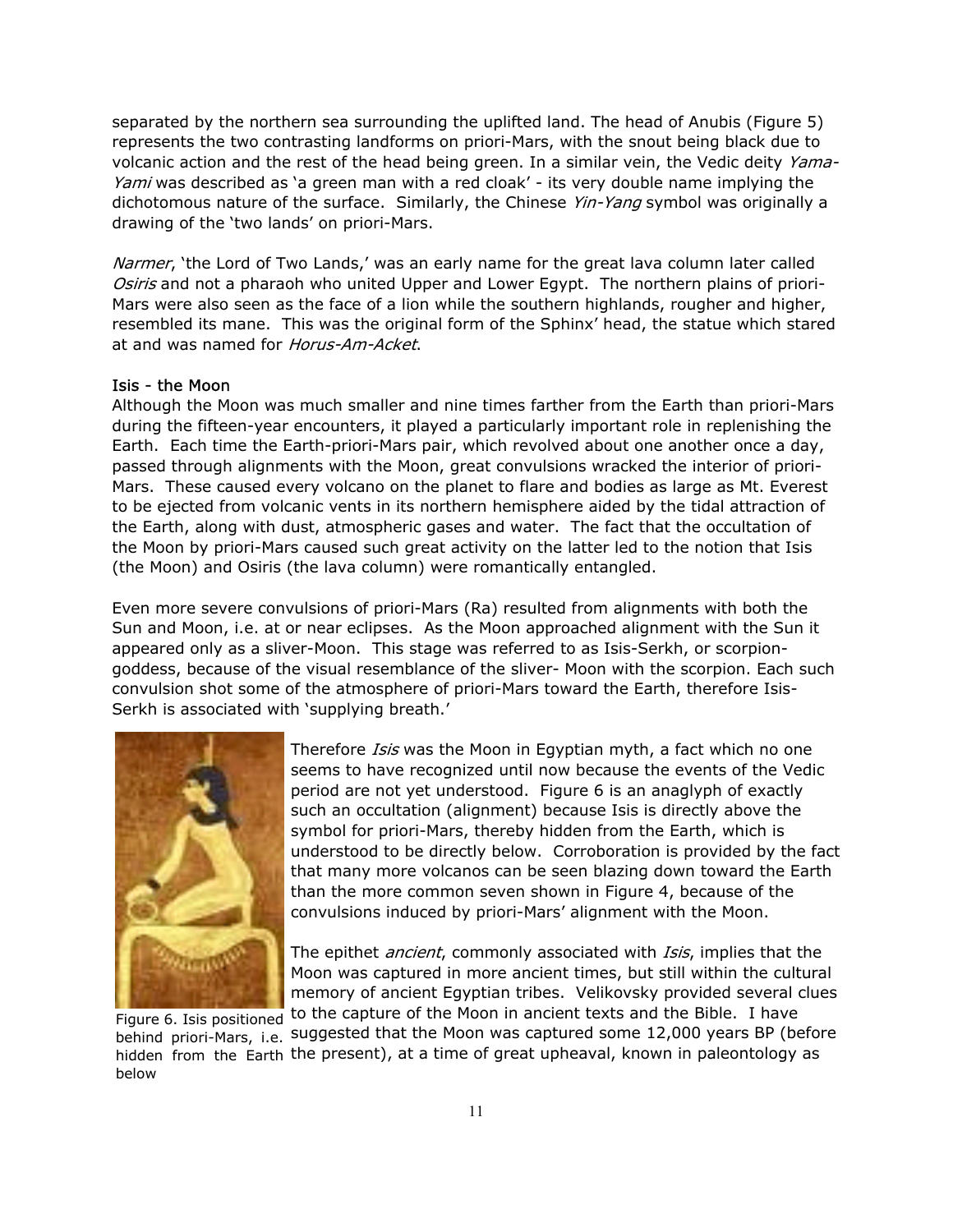separated by the northern sea surrounding the uplifted land. The head of Anubis (Figure 5) represents the two contrasting landforms on priori-Mars, with the snout being black due to volcanic action and the rest of the head being green. In a similar vein, the Vedic deity *Yama-Yami* was described as 'a green man with a red cloak' - its very double name implying the dichotomous nature of the surface. Similarly, the Chinese *Yin-Yang* symbol was originally a drawing of the 'two lands' on priori-Mars.

*Narmer*, 'the Lord of Two Lands,' was an early name for the great lava column later called *Osiris* and not a pharaoh who united Upper and Lower Egypt. The northern plains of priori-Mars were also seen as the face of a lion while the southern highlands, rougher and higher, resembled its mane. This was the original form of the Sphinx' head, the statue which stared at and was named for *Horus-Am-Acket*.

## Isis - the Moon

Although the Moon was much smaller and nine times farther from the Earth than priori-Mars during the fifteen-year encounters, it played a particularly important role in replenishing the Earth. Each time the Earth-priori-Mars pair, which revolved about one another once a day, passed through alignments with the Moon, great convulsions wracked the interior of priori-Mars. These caused every volcano on the planet to flare and bodies as large as Mt. Everest to be ejected from volcanic vents in its northern hemisphere aided by the tidal attraction of the Earth, along with dust, atmospheric gases and water. The fact that the occultation of the Moon by priori-Mars caused such great activity on the latter led to the notion that Isis (the Moon) and Osiris (the lava column) were romantically entangled.

Even more severe convulsions of priori-Mars (Ra) resulted from alignments with both the Sun and Moon, i.e. at or near eclipses. As the Moon approached alignment with the Sun it appeared only as a sliver-Moon. This stage was referred to as Isis-Serkh, or scorpion-goddess, because of the visual resemblance of the sliver- Moon with the scorpion. Each such convulsion shot some of the atmosphere of priori-Mars toward the Earth, therefore Isis-Serkh is associated with 'supplying breath.'

Figure 6. Isis positioned behind priori-Mars, i.e. hidden from the Earth below

Therefore *Isis* was the Moon in Egyptian myth, a fact which no one seems to have recognized until now because the events of the Vedic period are not yet understood. Figure 6 is an anaglyph of exactly such an occultation (alignment) because Isis is directly above the symbol for priori-Mars, thereby hidden from the Earth, which is understood to be directly below. Corroboration is provided by the fact that many more volcanos can be seen blazing down toward the Earth than the more common seven shown in Figure 4, because of the convulsions induced by priori-Mars' alignment with the Moon.

The epithet *ancient*, commonly associated with *Isis*, implies that the Moon was captured in more ancient times, but still within the cultural memory of ancient Egyptian tribes. Velikovsky provided several clues to the capture of the Moon in ancient texts and the Bible. I have suggested that the Moon was captured some 12,000 years BP (before the present), at a time of great upheaval, known in paleontology as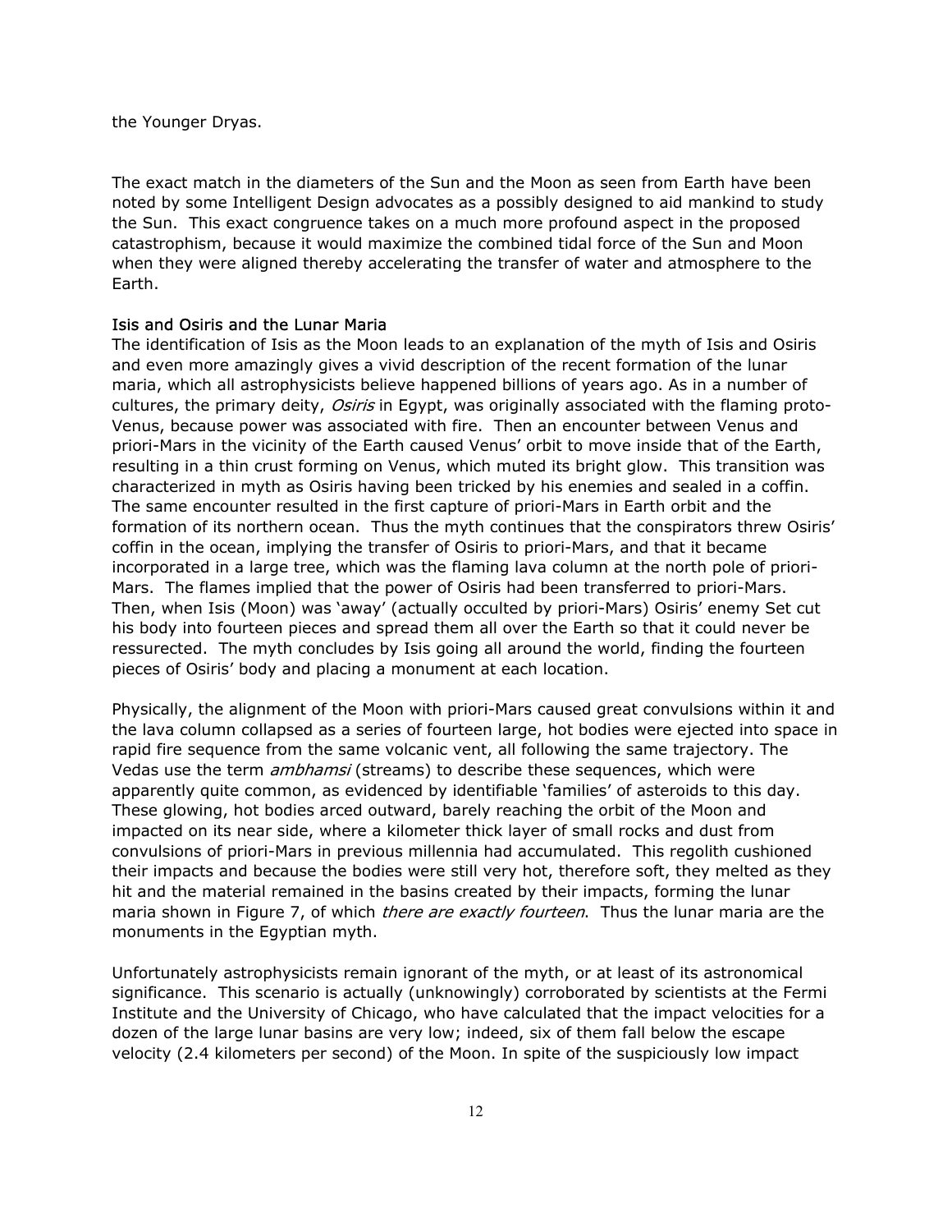the Younger Dryas.

The exact match in the diameters of the Sun and the Moon as seen from Earth have been noted by some Intelligent Design advocates as a possibly designed to aid mankind to study the Sun. This exact congruence takes on a much more profound aspect in the proposed catastrophism, because it would maximize the combined tidal force of the Sun and Moon when they were aligned thereby accelerating the transfer of water and atmosphere to the Earth.

### Isis and Osiris and the Lunar Maria

The identification of Isis as the Moon leads to an explanation of the myth of Isis and Osiris and even more amazingly gives a vivid description of the recent formation of the lunar maria, which all astrophysicists believe happened billions of years ago. As in a number of cultures, the primary deity, *Osiris* in Egypt, was originally associated with the flaming proto-Venus, because power was associated with fire. Then an encounter between Venus and priori-Mars in the vicinity of the Earth caused Venus' orbit to move inside that of the Earth, resulting in a thin crust forming on Venus, which muted its bright glow. This transition was characterized in myth as Osiris having been tricked by his enemies and sealed in a coffin. The same encounter resulted in the first capture of priori-Mars in Earth orbit and the formation of its northern ocean. Thus the myth continues that the conspirators threw Osiris' coffin in the ocean, implying the transfer of Osiris to priori-Mars, and that it became incorporated in a large tree, which was the flaming lava column at the north pole of priori-Mars. The flames implied that the power of Osiris had been transferred to priori-Mars. Then, when Isis (Moon) was 'away' (actually occulted by priori-Mars) Osiris' enemy Set cut his body into fourteen pieces and spread them all over the Earth so that it could never be ressurected. The myth concludes by Isis going all around the world, finding the fourteen pieces of Osiris' body and placing a monument at each location.

Physically, the alignment of the Moon with priori-Mars caused great convulsions within it and the lava column collapsed as a series of fourteen large, hot bodies were ejected into space in rapid fire sequence from the same volcanic vent, all following the same trajectory. The Vedas use the term *ambhamsi* (streams) to describe these sequences, which were apparently quite common, as evidenced by identifiable 'families' of asteroids to this day. These glowing, hot bodies arced outward, barely reaching the orbit of the Moon and impacted on its near side, where a kilometer thick layer of small rocks and dust from convulsions of priori-Mars in previous millennia had accumulated. This regolith cushioned their impacts and because the bodies were still very hot, therefore soft, they melted as they hit and the material remained in the basins created by their impacts, forming the lunar maria shown in Figure 7, of which *there are exactly fourteen*. Thus the lunar maria are the monuments in the Egyptian myth.

Unfortunately astrophysicists remain ignorant of the myth, or at least of its astronomical significance. This scenario is actually (unknowingly) corroborated by scientists at the Fermi Institute and the University of Chicago, who have calculated that the impact velocities for a dozen of the large lunar basins are very low; indeed, six of them fall below the escape velocity (2.4 kilometers per second) of the Moon. In spite of the suspiciously low impact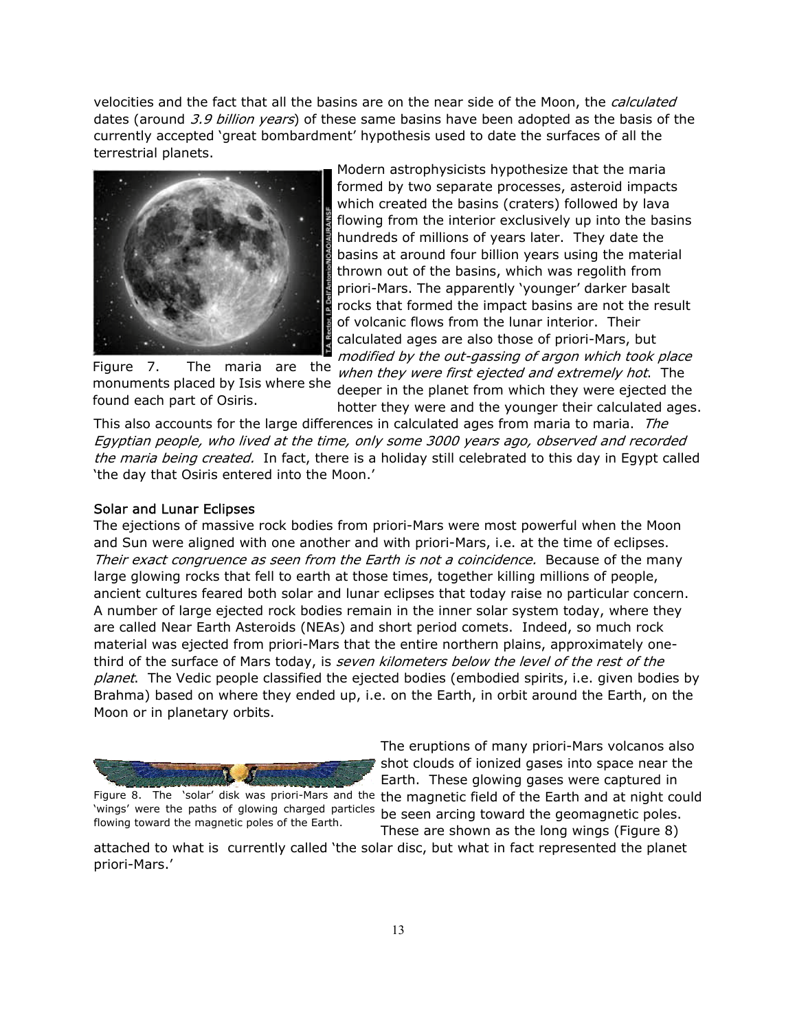velocities and the fact that all the basins are on the near side of the Moon, the *calculated* dates (around *3.9 billion years*) of these same basins have been adopted as the basis of the currently accepted 'great bombardment' hypothesis used to date the surfaces of all the terrestrial planets.

Figure 7. The maria are the monuments placed by Isis where she found each part of Osiris.

Modern astrophysicists hypothesize that the maria formed by two separate processes, asteroid impacts which created the basins (craters) followed by lava flowing from the interior exclusively up into the basins hundreds of millions of years later. They date the basins at around four billion years using the material thrown out of the basins, which was regolith from priori-Mars. The apparently 'younger' darker basalt rocks that formed the impact basins are not the result of volcanic flows from the lunar interior. Their calculated ages are also those of priori-Mars, but *modified by the out-gassing of argon which took place when they were first ejected and extremely hot*. The deeper in the planet from which they were ejected the hotter they were and the younger their calculated ages. This also accounts for the large differences in calculated ages from maria to maria. *The Egyptian people, who lived at the time, only some 3000 years ago, observed and recorded the maria being created.* In fact, there is a holiday still celebrated to this day in Egypt called 'the day that Osiris entered into the Moon.'

## Solar and Lunar Eclipses

The ejections of massive rock bodies from priori-Mars were most powerful when the Moon and Sun were aligned with one another and with priori-Mars, i.e. at the time of eclipses. *Their exact congruence as seen from the Earth is not a coincidence.* Because of the many large glowing rocks that fell to earth at those times, together killing millions of people, ancient cultures feared both solar and lunar eclipses that today raise no particular concern. A number of large ejected rock bodies remain in the inner solar system today, where they are called Near Earth Asteroids (NEAs) and short period comets. Indeed, so much rock material was ejected from priori-Mars that the entire northern plains, approximately one-third of the surface of Mars today, is *seven kilometers below the level of the rest of the planet*. The Vedic people classified the ejected bodies (embodied spirits, i.e. given bodies by Brahma) based on where they ended up, i.e. on the Earth, in orbit around the Earth, on the Moon or in planetary orbits.

Figure 8. The 'solar' disk was priori-Mars and the 'wings' were the paths of glowing charged particles flowing toward the magnetic poles of the Earth.

The eruptions of many priori-Mars volcanos also shot clouds of ionized gases into space near the Earth. These glowing gases were captured in the magnetic field of the Earth and at night could be seen arcing toward the geomagnetic poles. These are shown as the long wings (Figure 8) attached to what is currently called 'the solar disc, but what in fact represented the planet priori-Mars.'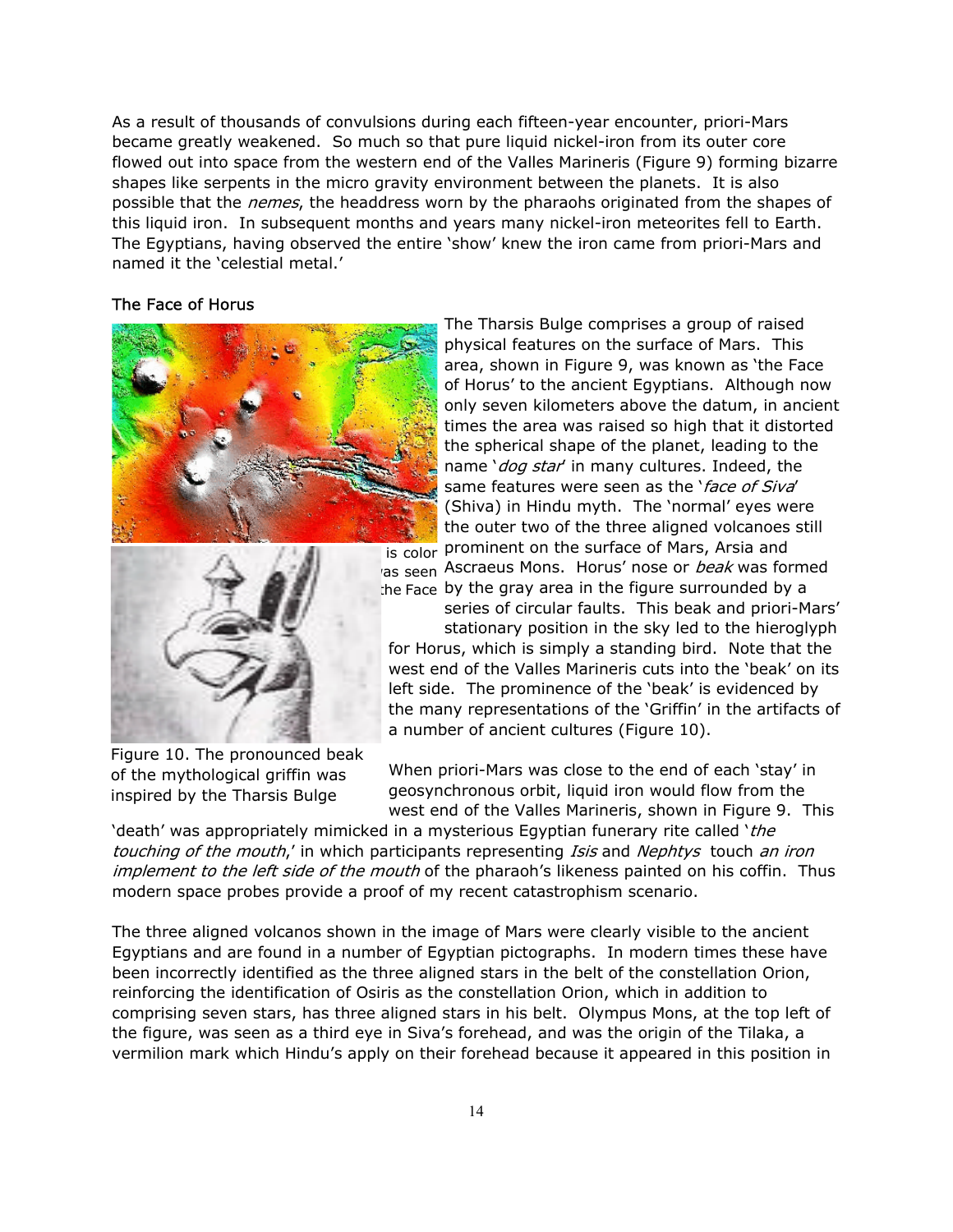As a result of thousands of convulsions during each fifteen-year encounter, priori-Mars became greatly weakened. So much so that pure liquid nickel-iron from its outer core flowed out into space from the western end of the Valles Marineris (Figure 9) forming bizarre shapes like serpents in the micro gravity environment between the planets. It is also possible that the *nemes*, the headdress worn by the pharaohs originated from the shapes of this liquid iron. In subsequent months and years many nickel-iron meteorites fell to Earth. The Egyptians, having observed the entire 'show' knew the iron came from priori-Mars and named it the 'celestial metal.'

### The Face of Horus

The Tharsis Bulge comprises a group of raised physical features on the surface of Mars. This area, shown in Figure 9, was known as 'the Face of Horus' to the ancient Egyptians. Although now only seven kilometers above the datum, in ancient times the area was raised so high that it distorted the spherical shape of the planet, leading to the name '*dog star*' in many cultures. Indeed, the same features were seen as the '*face of Siva*' (Shiva) in Hindu myth. The 'normal' eyes were the outer two of the three aligned volcanoes still prominent on the surface of Mars, Arsia and Ascraeus Mons. Horus' nose or *beak* was formed by the gray area in the figure surrounded by a series of circular faults. This beak and priori-Mars' stationary position in the sky led to the hieroglyph for Horus, which is simply a standing bird. Note that the west end of the Valles Marineris cuts into the 'beak' on its left side. The prominence of the 'beak' is evidenced by the many representations of the 'Griffin' in the artifacts of a number of ancient cultures (Figure 10).

Figure 10. The pronounced beak of the mythological griffin was inspired by the Tharsis Bulge

When priori-Mars was close to the end of each 'stay' in geosynchronous orbit, liquid iron would flow from the west end of the Valles Marineris, shown in Figure 9. This 'death' was appropriately mimicked in a mysterious Egyptian funerary rite called '*the touching of the mouth*,' in which participants representing *Isis* and *Nephtys* touch *an iron implement to the left side of the mouth* of the pharaoh's likeness painted on his coffin. Thus modern space probes provide a proof of my recent catastrophism scenario.

The three aligned volcanos shown in the image of Mars were clearly visible to the ancient Egyptians and are found in a number of Egyptian pictographs. In modern times these have been incorrectly identified as the three aligned stars in the belt of the constellation Orion, reinforcing the identification of Osiris as the constellation Orion, which in addition to comprising seven stars, has three aligned stars in his belt. Olympus Mons, at the top left of the figure, was seen as a third eye in Siva's forehead, and was the origin of the Tilaka, a vermilion mark which Hindu's apply on their forehead because it appeared in this position in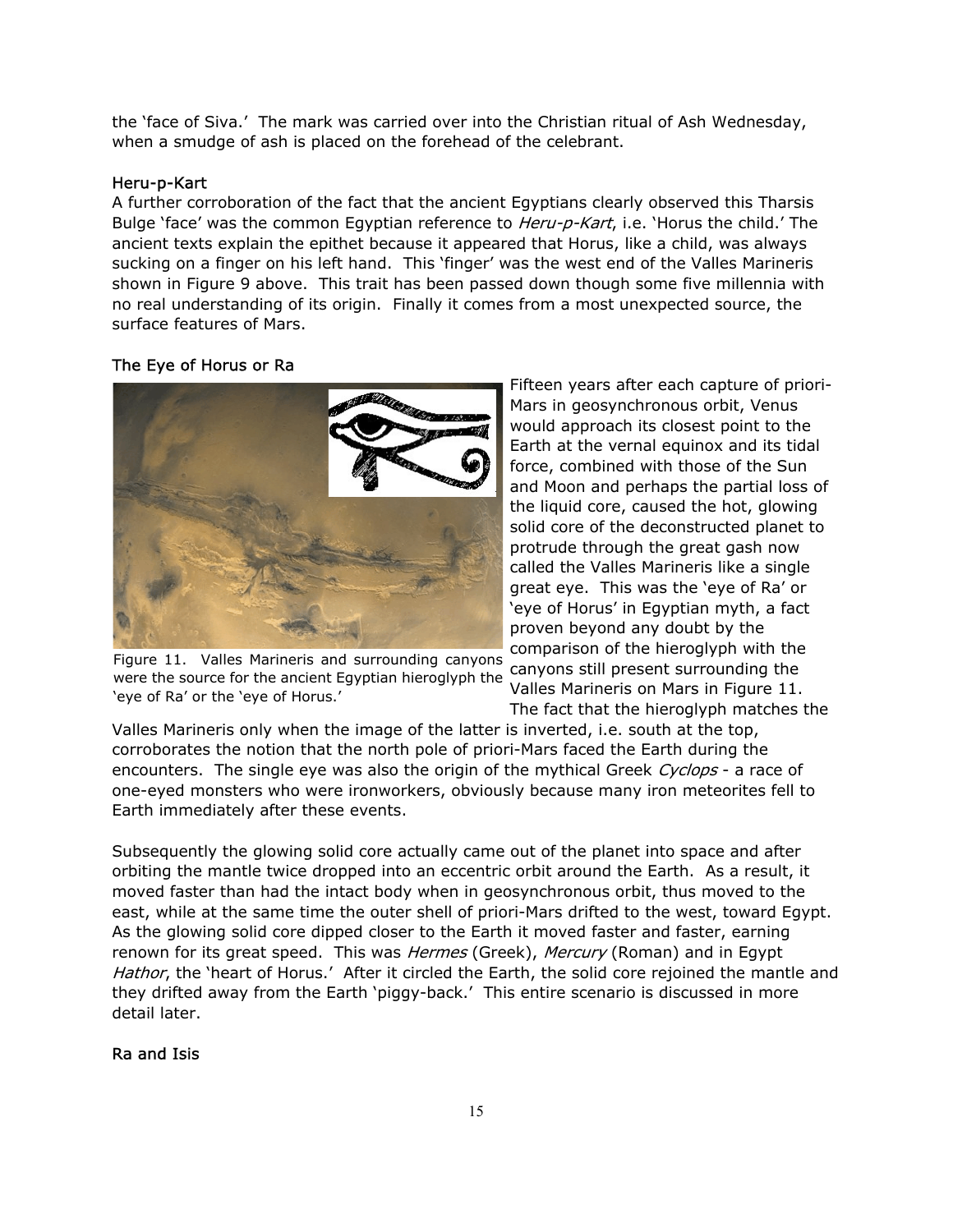the 'face of Siva.' The mark was carried over into the Christian ritual of Ash Wednesday, when a smudge of ash is placed on the forehead of the celebrant.

### Heru-p-Kart

A further corroboration of the fact that the ancient Egyptians clearly observed this Tharsis Bulge 'face' was the common Egyptian reference to *Heru-p-Kart*, i.e. 'Horus the child.' The ancient texts explain the epithet because it appeared that Horus, like a child, was always sucking on a finger on his left hand. This 'finger' was the west end of the Valles Marineris shown in Figure 9 above. This trait has been passed down though some five millennia with no real understanding of its origin. Finally it comes from a most unexpected source, the surface features of Mars.

### The Eye of Horus or Ra

Figure 11. Valles Marineris and surrounding canyons were the source for the ancient Egyptian hieroglyph the 'eye of Ra' or the 'eye of Horus.'

Fifteen years after each capture of priori-Mars in geosynchronous orbit, Venus would approach its closest point to the Earth at the vernal equinox and its tidal force, combined with those of the Sun and Moon and perhaps the partial loss of the liquid core, caused the hot, glowing solid core of the deconstructed planet to protrude through the great gash now called the Valles Marineris like a single great eye. This was the 'eye of Ra' or 'eye of Horus' in Egyptian myth, a fact proven beyond any doubt by the comparison of the hieroglyph with the canyons still present surrounding the Valles Marineris on Mars in Figure 11. The fact that the hieroglyph matches the Valles Marineris only when the image of the latter is inverted, i.e. south at the top, corroborates the notion that the north pole of priori-Mars faced the Earth during the encounters. The single eye was also the origin of the mythical Greek *Cyclops* - a race of one-eyed monsters who were ironworkers, obviously because many iron meteorites fell to Earth immediately after these events.

Subsequently the glowing solid core actually came out of the planet into space and after orbiting the mantle twice dropped into an eccentric orbit around the Earth. As a result, it moved faster than had the intact body when in geosynchronous orbit, thus moved to the east, while at the same time the outer shell of priori-Mars drifted to the west, toward Egypt. As the glowing solid core dipped closer to the Earth it moved faster and faster, earning renown for its great speed. This was *Hermes* (Greek), *Mercury* (Roman) and in Egypt *Hathor*, the 'heart of Horus.' After it circled the Earth, the solid core rejoined the mantle and they drifted away from the Earth 'piggy-back.' This entire scenario is discussed in more detail later.

### Ra and Isis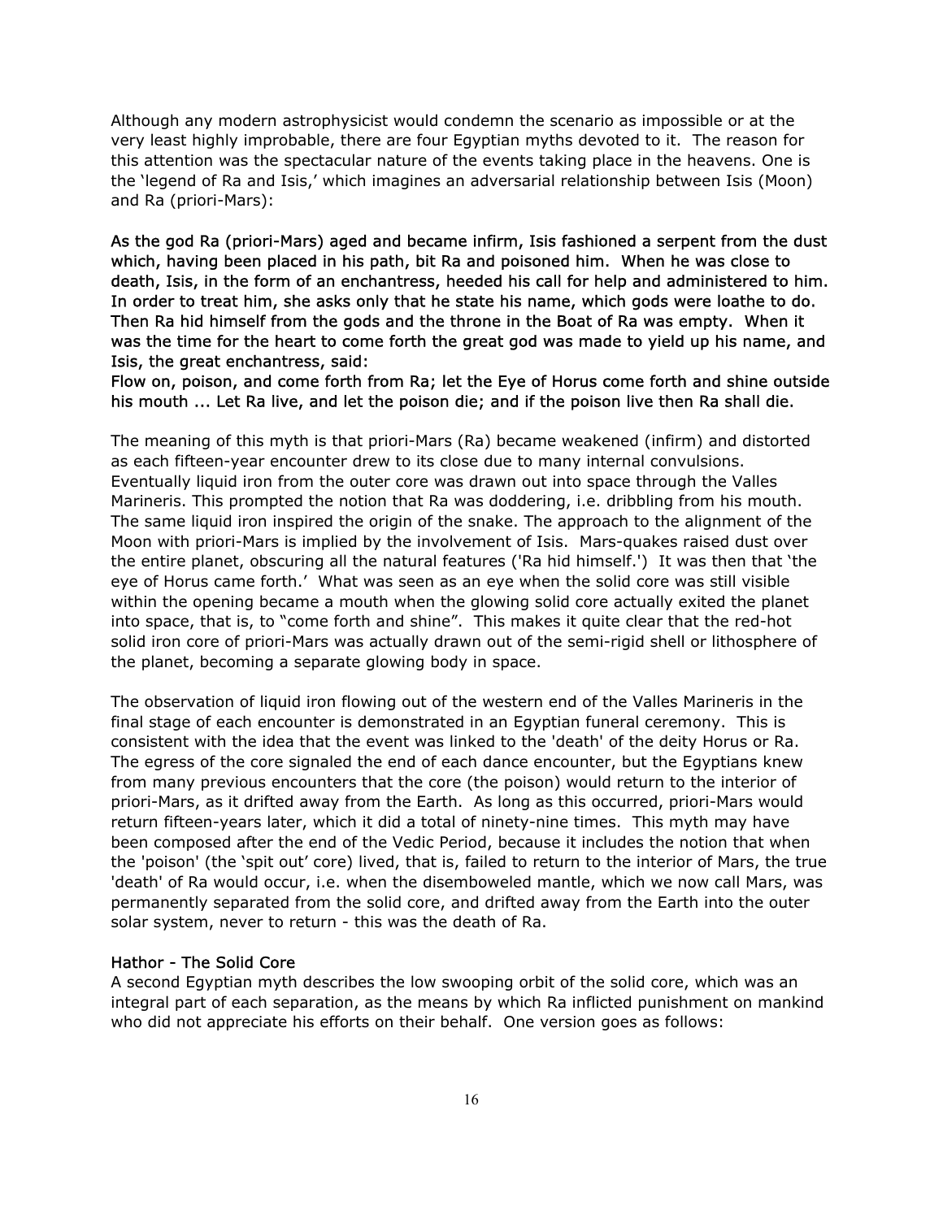Although any modern astrophysicist would condemn the scenario as impossible or at the very least highly improbable, there are four Egyptian myths devoted to it. The reason for this attention was the spectacular nature of the events taking place in the heavens. One is the 'legend of Ra and Isis,' which imagines an adversarial relationship between Isis (Moon) and Ra (priori-Mars):

As the god Ra (priori-Mars) aged and became infirm, Isis fashioned a serpent from the dust which, having been placed in his path, bit Ra and poisoned him. When he was close to death, Isis, in the form of an enchantress, heeded his call for help and administered to him. In order to treat him, she asks only that he state his name, which gods were loathe to do. Then Ra hid himself from the gods and the throne in the Boat of Ra was empty. When it was the time for the heart to come forth the great god was made to yield up his name, and Isis, the great enchantress, said:
Flow on, poison, and come forth from Ra; let the Eye of Horus come forth and shine outside his mouth ... Let Ra live, and let the poison die; and if the poison live then Ra shall die.

The meaning of this myth is that priori-Mars (Ra) became weakened (infirm) and distorted as each fifteen-year encounter drew to its close due to many internal convulsions. Eventually liquid iron from the outer core was drawn out into space through the Valles Marineris. This prompted the notion that Ra was doddering, i.e. dribbling from his mouth. The same liquid iron inspired the origin of the snake. The approach to the alignment of the Moon with priori-Mars is implied by the involvement of Isis. Mars-quakes raised dust over the entire planet, obscuring all the natural features ('Ra hid himself.') It was then that 'the eye of Horus came forth.' What was seen as an eye when the solid core was still visible within the opening became a mouth when the glowing solid core actually exited the planet into space, that is, to "come forth and shine". This makes it quite clear that the red-hot solid iron core of priori-Mars was actually drawn out of the semi-rigid shell or lithosphere of the planet, becoming a separate glowing body in space.

The observation of liquid iron flowing out of the western end of the Valles Marineris in the final stage of each encounter is demonstrated in an Egyptian funeral ceremony. This is consistent with the idea that the event was linked to the 'death' of the deity Horus or Ra. The egress of the core signaled the end of each dance encounter, but the Egyptians knew from many previous encounters that the core (the poison) would return to the interior of priori-Mars, as it drifted away from the Earth. As long as this occurred, priori-Mars would return fifteen-years later, which it did a total of ninety-nine times. This myth may have been composed after the end of the Vedic Period, because it includes the notion that when the 'poison' (the 'spit out' core) lived, that is, failed to return to the interior of Mars, the true 'death' of Ra would occur, i.e. when the disemboweled mantle, which we now call Mars, was permanently separated from the solid core, and drifted away from the Earth into the outer solar system, never to return - this was the death of Ra.

### Hathor - The Solid Core

A second Egyptian myth describes the low swooping orbit of the solid core, which was an integral part of each separation, as the means by which Ra inflicted punishment on mankind who did not appreciate his efforts on their behalf. One version goes as follows: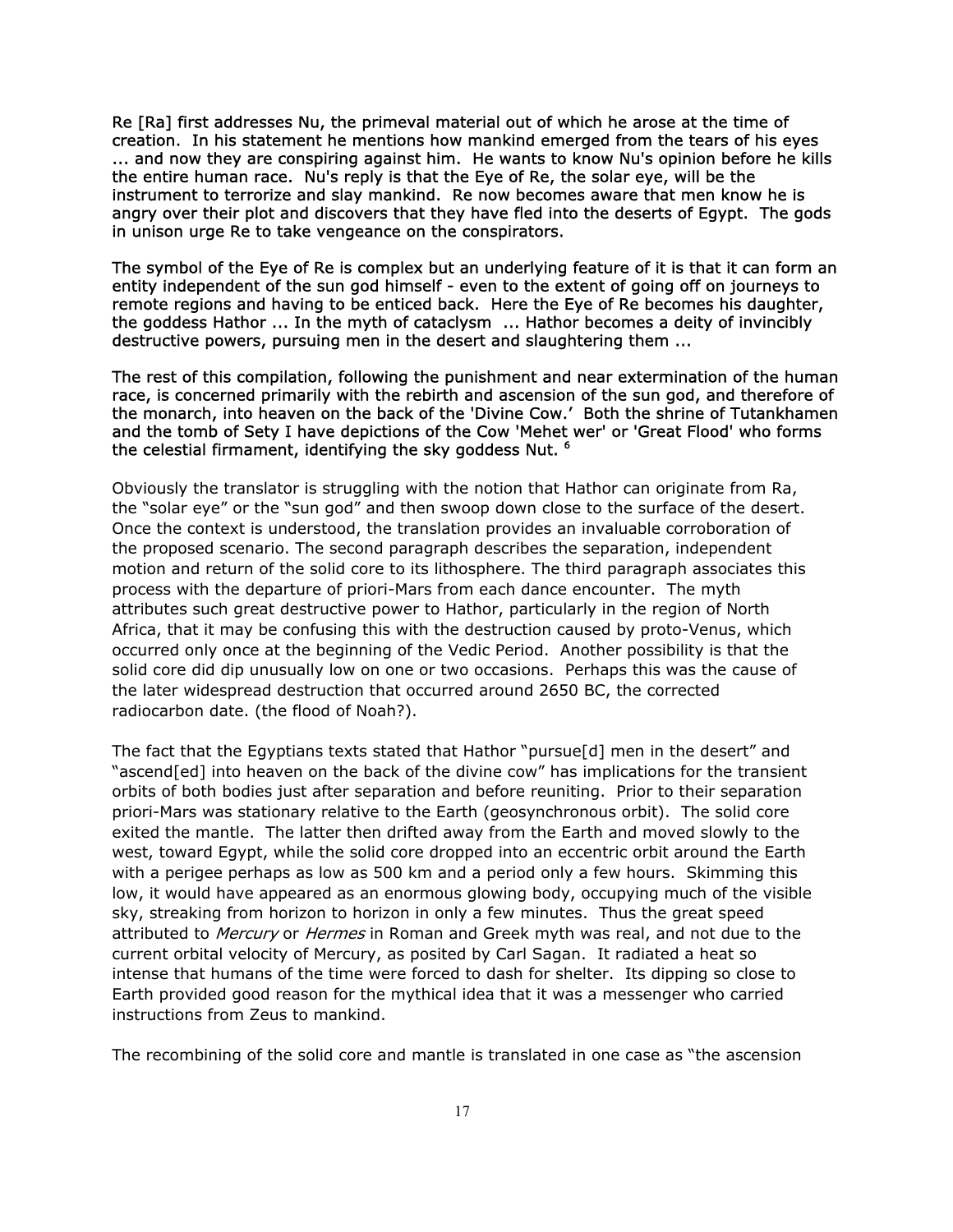Re [Ra] first addresses Nu, the primeval material out of which he arose at the time of creation. In his statement he mentions how mankind emerged from the tears of his eyes ... and now they are conspiring against him. He wants to know Nu's opinion before he kills the entire human race. Nu's reply is that the Eye of Re, the solar eye, will be the instrument to terrorize and slay mankind. Re now becomes aware that men know he is angry over their plot and discovers that they have fled into the deserts of Egypt. The gods in unison urge Re to take vengeance on the conspirators.

The symbol of the Eye of Re is complex but an underlying feature of it is that it can form an entity independent of the sun god himself - even to the extent of going off on journeys to remote regions and having to be enticed back. Here the Eye of Re becomes his daughter, the goddess Hathor ... In the myth of cataclysm ... Hathor becomes a deity of invincibly destructive powers, pursuing men in the desert and slaughtering them ...

The rest of this compilation, following the punishment and near extermination of the human race, is concerned primarily with the rebirth and ascension of the sun god, and therefore of the monarch, into heaven on the back of the 'Divine Cow.' Both the shrine of Tutankhamen and the tomb of Sety I have depictions of the Cow 'Mehet wer' or 'Great Flood' who forms the celestial firmament, identifying the sky goddess Nut. [6]

Obviously the translator is struggling with the notion that Hathor can originate from Ra, the "solar eye" or the "sun god" and then swoop down close to the surface of the desert. Once the context is understood, the translation provides an invaluable corroboration of the proposed scenario. The second paragraph describes the separation, independent motion and return of the solid core to its lithosphere. The third paragraph associates this process with the departure of priori-Mars from each dance encounter. The myth attributes such great destructive power to Hathor, particularly in the region of North Africa, that it may be confusing this with the destruction caused by proto-Venus, which occurred only once at the beginning of the Vedic Period. Another possibility is that the solid core did dip unusually low on one or two occasions. Perhaps this was the cause of the later widespread destruction that occurred around 2650 BC, the corrected radiocarbon date. (the flood of Noah?).

The fact that the Egyptians texts stated that Hathor "pursue[d] men in the desert" and "ascend[ed] into heaven on the back of the divine cow" has implications for the transient orbits of both bodies just after separation and before reuniting. Prior to their separation priori-Mars was stationary relative to the Earth (geosynchronous orbit). The solid core exited the mantle. The latter then drifted away from the Earth and moved slowly to the west, toward Egypt, while the solid core dropped into an eccentric orbit around the Earth with a perigee perhaps as low as 500 km and a period only a few hours. Skimming this low, it would have appeared as an enormous glowing body, occupying much of the visible sky, streaking from horizon to horizon in only a few minutes. Thus the great speed attributed to *Mercury* or *Hermes* in Roman and Greek myth was real, and not due to the current orbital velocity of Mercury, as posited by Carl Sagan. It radiated a heat so intense that humans of the time were forced to dash for shelter. Its dipping so close to Earth provided good reason for the mythical idea that it was a messenger who carried instructions from Zeus to mankind.

The recombining of the solid core and mantle is translated in one case as "the ascension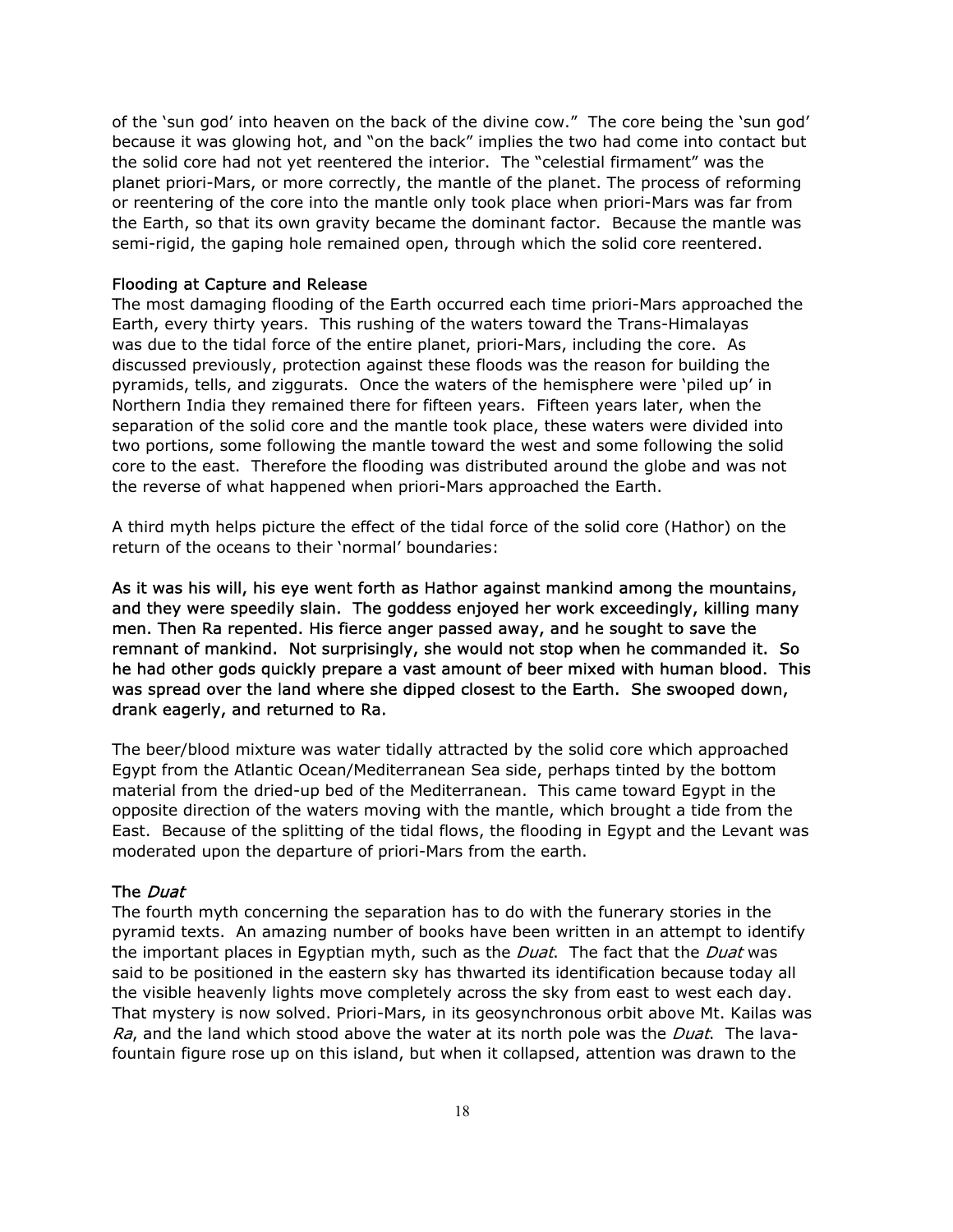of the 'sun god' into heaven on the back of the divine cow." The core being the 'sun god' because it was glowing hot, and "on the back" implies the two had come into contact but the solid core had not yet reentered the interior. The "celestial firmament" was the planet priori-Mars, or more correctly, the mantle of the planet. The process of reforming or reentering of the core into the mantle only took place when priori-Mars was far from the Earth, so that its own gravity became the dominant factor. Because the mantle was semi-rigid, the gaping hole remained open, through which the solid core reentered.

### Flooding at Capture and Release

The most damaging flooding of the Earth occurred each time priori-Mars approached the Earth, every thirty years. This rushing of the waters toward the Trans-Himalayas was due to the tidal force of the entire planet, priori-Mars, including the core. As discussed previously, protection against these floods was the reason for building the pyramids, tells, and ziggurats. Once the waters of the hemisphere were 'piled up' in Northern India they remained there for fifteen years. Fifteen years later, when the separation of the solid core and the mantle took place, these waters were divided into two portions, some following the mantle toward the west and some following the solid core to the east. Therefore the flooding was distributed around the globe and was not the reverse of what happened when priori-Mars approached the Earth.

A third myth helps picture the effect of the tidal force of the solid core (Hathor) on the return of the oceans to their 'normal' boundaries:

**As it was his will, his eye went forth as Hathor against mankind among the mountains, and they were speedily slain. The goddess enjoyed her work exceedingly, killing many men. Then Ra repented. His fierce anger passed away, and he sought to save the remnant of mankind. Not surprisingly, she would not stop when he commanded it. So he had other gods quickly prepare a vast amount of beer mixed with human blood. This was spread over the land where she dipped closest to the Earth. She swooped down, drank eagerly, and returned to Ra.**

The beer/blood mixture was water tidally attracted by the solid core which approached Egypt from the Atlantic Ocean/Mediterranean Sea side, perhaps tinted by the bottom material from the dried-up bed of the Mediterranean. This came toward Egypt in the opposite direction of the waters moving with the mantle, which brought a tide from the East. Because of the splitting of the tidal flows, the flooding in Egypt and the Levant was moderated upon the departure of priori-Mars from the earth.

### The *Duat*

The fourth myth concerning the separation has to do with the funerary stories in the pyramid texts. An amazing number of books have been written in an attempt to identify the important places in Egyptian myth, such as the *Duat*. The fact that the *Duat* was said to be positioned in the eastern sky has thwarted its identification because today all the visible heavenly lights move completely across the sky from east to west each day. That mystery is now solved. Priori-Mars, in its geosynchronous orbit above Mt. Kailas was *Ra*, and the land which stood above the water at its north pole was the *Duat*. The lava-fountain figure rose up on this island, but when it collapsed, attention was drawn to the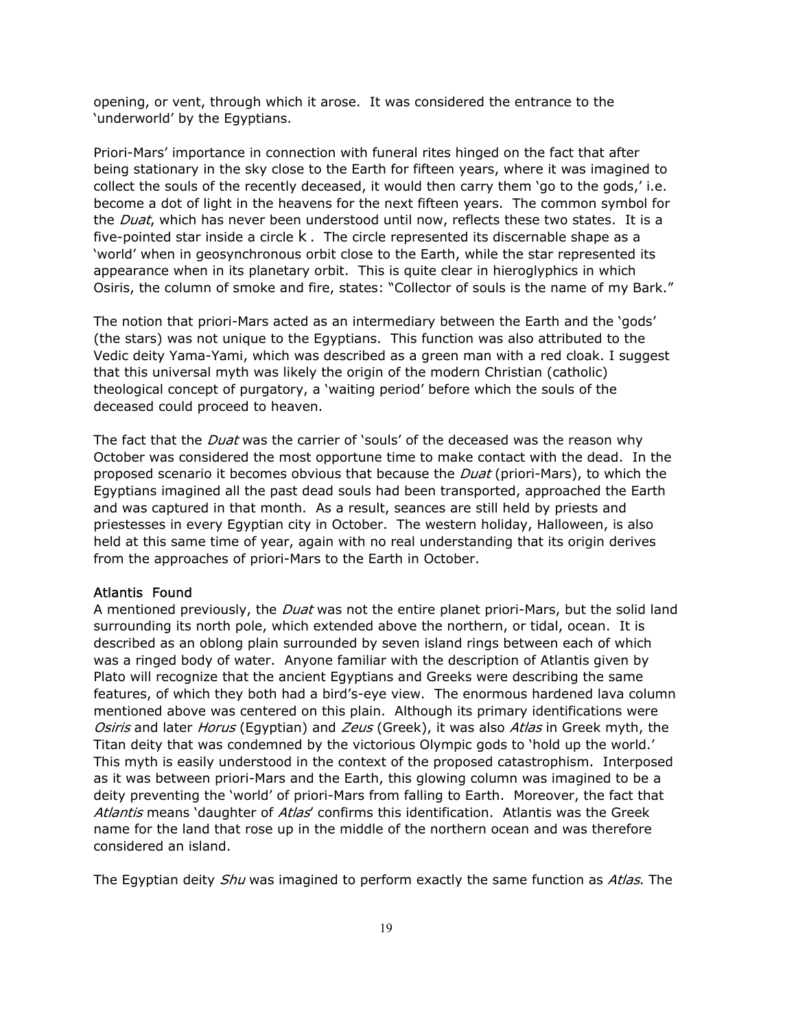opening, or vent, through which it arose. It was considered the entrance to the 'underworld' by the Egyptians.

Priori-Mars' importance in connection with funeral rites hinged on the fact that after being stationary in the sky close to the Earth for fifteen years, where it was imagined to collect the souls of the recently deceased, it would then carry them 'go to the gods,' i.e. become a dot of light in the heavens for the next fifteen years. The common symbol for the *Duat*, which has never been understood until now, reflects these two states. It is a five-pointed star inside a circle k . The circle represented its discernable shape as a 'world' when in geosynchronous orbit close to the Earth, while the star represented its appearance when in its planetary orbit. This is quite clear in hieroglyphics in which Osiris, the column of smoke and fire, states: "Collector of souls is the name of my Bark."

The notion that priori-Mars acted as an intermediary between the Earth and the 'gods' (the stars) was not unique to the Egyptians. This function was also attributed to the Vedic deity Yama-Yami, which was described as a green man with a red cloak. I suggest that this universal myth was likely the origin of the modern Christian (catholic) theological concept of purgatory, a 'waiting period' before which the souls of the deceased could proceed to heaven.

The fact that the *Duat* was the carrier of 'souls' of the deceased was the reason why October was considered the most opportune time to make contact with the dead. In the proposed scenario it becomes obvious that because the *Duat* (priori-Mars), to which the Egyptians imagined all the past dead souls had been transported, approached the Earth and was captured in that month. As a result, seances are still held by priests and priestesses in every Egyptian city in October. The western holiday, Halloween, is also held at this same time of year, again with no real understanding that its origin derives from the approaches of priori-Mars to the Earth in October.

## Atlantis Found

A mentioned previously, the *Duat* was not the entire planet priori-Mars, but the solid land surrounding its north pole, which extended above the northern, or tidal, ocean. It is described as an oblong plain surrounded by seven island rings between each of which was a ringed body of water. Anyone familiar with the description of Atlantis given by Plato will recognize that the ancient Egyptians and Greeks were describing the same features, of which they both had a bird's-eye view. The enormous hardened lava column mentioned above was centered on this plain. Although its primary identifications were *Osiris* and later *Horus* (Egyptian) and *Zeus* (Greek), it was also *Atlas* in Greek myth, the Titan deity that was condemned by the victorious Olympic gods to 'hold up the world.' This myth is easily understood in the context of the proposed catastrophism. Interposed as it was between priori-Mars and the Earth, this glowing column was imagined to be a deity preventing the 'world' of priori-Mars from falling to Earth. Moreover, the fact that *Atlantis* means 'daughter of *Atlas*' confirms this identification. Atlantis was the Greek name for the land that rose up in the middle of the northern ocean and was therefore considered an island.

The Egyptian deity *Shu* was imagined to perform exactly the same function as *Atlas*. The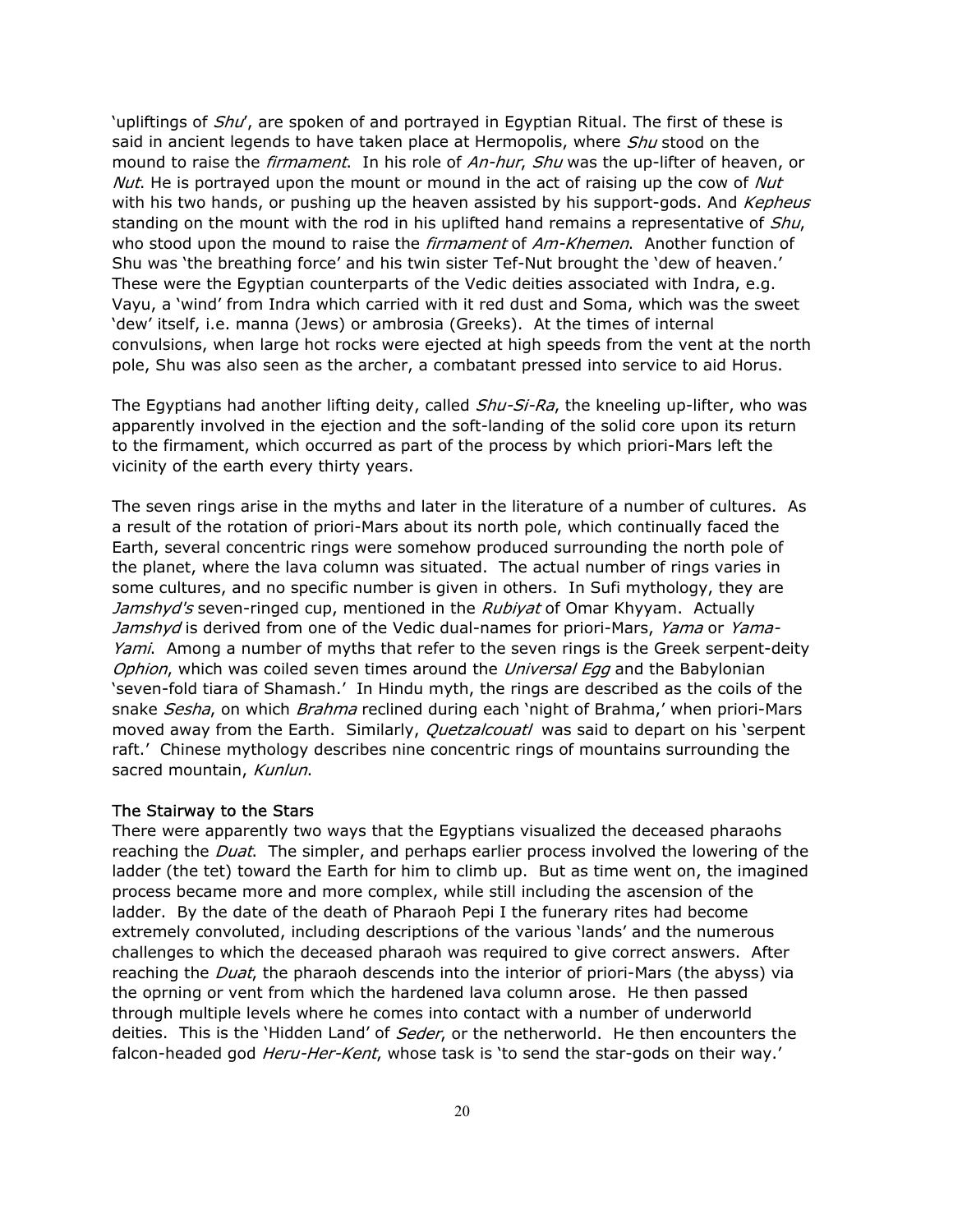'upliftings of *Shu*', are spoken of and portrayed in Egyptian Ritual. The first of these is said in ancient legends to have taken place at Hermopolis, where *Shu* stood on the mound to raise the *firmament*. In his role of *An-hur*, *Shu* was the up-lifter of heaven, or *Nut*. He is portrayed upon the mount or mound in the act of raising up the cow of *Nut* with his two hands, or pushing up the heaven assisted by his support-gods. And *Kepheus* standing on the mount with the rod in his uplifted hand remains a representative of *Shu*, who stood upon the mound to raise the *firmament* of *Am-Khemen*. Another function of Shu was 'the breathing force' and his twin sister Tef-Nut brought the 'dew of heaven.' These were the Egyptian counterparts of the Vedic deities associated with Indra, e.g. Vayu, a 'wind' from Indra which carried with it red dust and Soma, which was the sweet 'dew' itself, i.e. manna (Jews) or ambrosia (Greeks). At the times of internal convulsions, when large hot rocks were ejected at high speeds from the vent at the north pole, Shu was also seen as the archer, a combatant pressed into service to aid Horus.

The Egyptians had another lifting deity, called *Shu-Si-Ra*, the kneeling up-lifter, who was apparently involved in the ejection and the soft-landing of the solid core upon its return to the firmament, which occurred as part of the process by which priori-Mars left the vicinity of the earth every thirty years.

The seven rings arise in the myths and later in the literature of a number of cultures. As a result of the rotation of priori-Mars about its north pole, which continually faced the Earth, several concentric rings were somehow produced surrounding the north pole of the planet, where the lava column was situated. The actual number of rings varies in some cultures, and no specific number is given in others. In Sufi mythology, they are *Jamshyd's* seven-ringed cup, mentioned in the *Rubiyat* of Omar Khyyam. Actually *Jamshyd* is derived from one of the Vedic dual-names for priori-Mars, *Yama* or *Yama-Yami*. Among a number of myths that refer to the seven rings is the Greek serpent-deity *Ophion*, which was coiled seven times around the *Universal Egg* and the Babylonian 'seven-fold tiara of Shamash.' In Hindu myth, the rings are described as the coils of the snake *Sesha*, on which *Brahma* reclined during each 'night of Brahma,' when priori-Mars moved away from the Earth. Similarly, *Quetzalcouatl* was said to depart on his 'serpent raft.' Chinese mythology describes nine concentric rings of mountains surrounding the sacred mountain, *Kunlun*.

### The Stairway to the Stars

There were apparently two ways that the Egyptians visualized the deceased pharaohs reaching the *Duat*. The simpler, and perhaps earlier process involved the lowering of the ladder (the tet) toward the Earth for him to climb up. But as time went on, the imagined process became more and more complex, while still including the ascension of the ladder. By the date of the death of Pharaoh Pepi I the funerary rites had become extremely convoluted, including descriptions of the various 'lands' and the numerous challenges to which the deceased pharaoh was required to give correct answers. After reaching the *Duat*, the pharaoh descends into the interior of priori-Mars (the abyss) via the oprning or vent from which the hardened lava column arose. He then passed through multiple levels where he comes into contact with a number of underworld deities. This is the 'Hidden Land' of *Seder*, or the netherworld. He then encounters the falcon-headed god *Heru-Her-Kent*, whose task is 'to send the star-gods on their way.'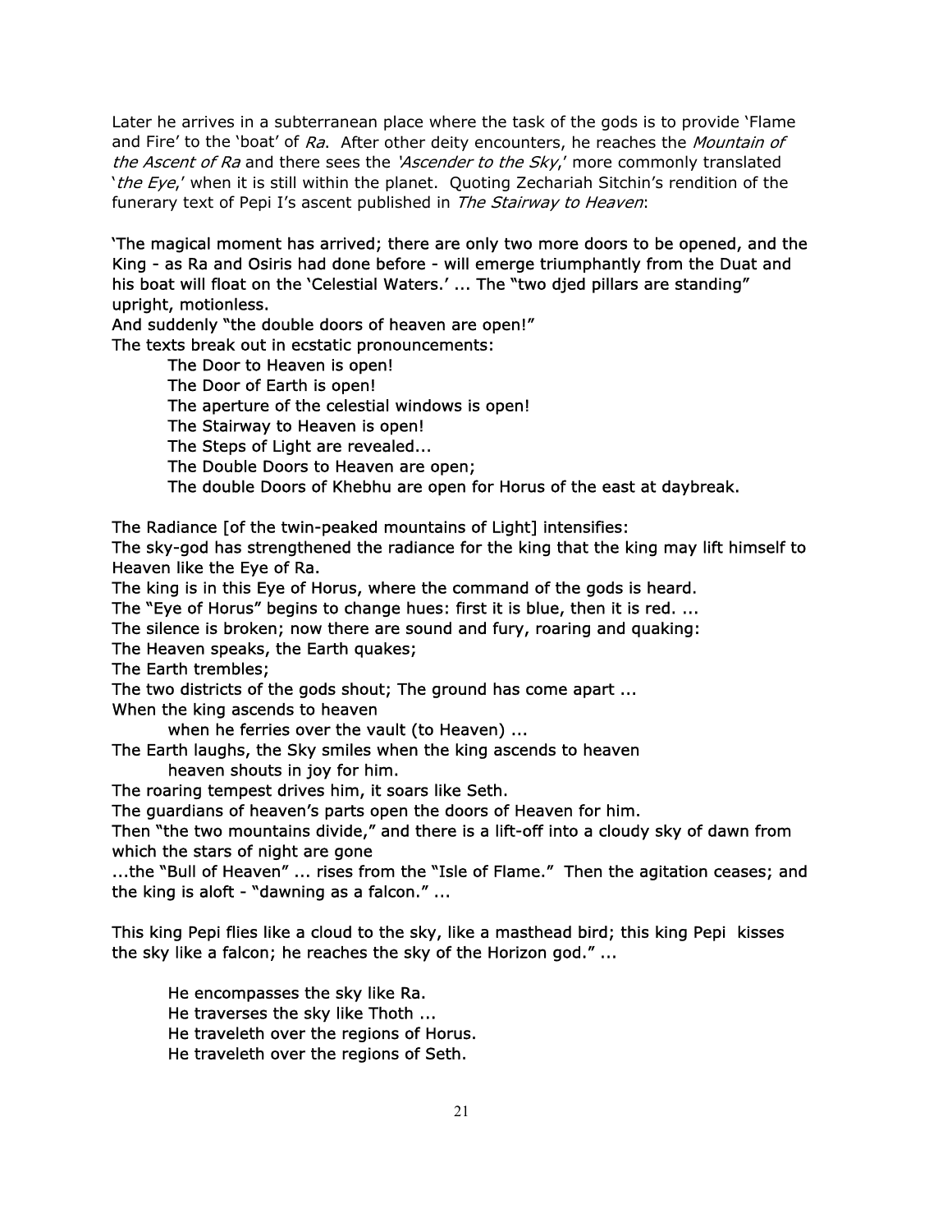Later he arrives in a subterranean place where the task of the gods is to provide 'Flame and Fire' to the 'boat' of *Ra*. After other deity encounters, he reaches the *Mountain of the Ascent of Ra* and there sees the *'Ascender to the Sky*,' more commonly translated '*the Eye*,' when it is still within the planet. Quoting Zechariah Sitchin's rendition of the funerary text of Pepi I's ascent published in *The Stairway to Heaven*:

'The magical moment has arrived; there are only two more doors to be opened, and the King - as Ra and Osiris had done before - will emerge triumphantly from the Duat and his boat will float on the 'Celestial Waters.' ... The "two djed pillars are standing" upright, motionless.
And suddenly "the double doors of heaven are open!"
The texts break out in ecstatic pronouncements:

> The Door to Heaven is open!
> The Door of Earth is open!
> The aperture of the celestial windows is open!
> The Stairway to Heaven is open!
> The Steps of Light are revealed...
> The Double Doors to Heaven are open;
> The double Doors of Khebhu are open for Horus of the east at daybreak.

The Radiance [of the twin-peaked mountains of Light] intensifies:
The sky-god has strengthened the radiance for the king that the king may lift himself to Heaven like the Eye of Ra.
The king is in this Eye of Horus, where the command of the gods is heard.
The "Eye of Horus" begins to change hues: first it is blue, then it is red. ...
The silence is broken; now there are sound and fury, roaring and quaking:
The Heaven speaks, the Earth quakes;
The Earth trembles;
The two districts of the gods shout; The ground has come apart ...
When the king ascends to heaven

> when he ferries over the vault (to Heaven) ...

The Earth laughs, the Sky smiles when the king ascends to heaven

> heaven shouts in joy for him.

The roaring tempest drives him, it soars like Seth.
The guardians of heaven's parts open the doors of Heaven for him.
Then "the two mountains divide," and there is a lift-off into a cloudy sky of dawn from which the stars of night are gone
...the "Bull of Heaven" ... rises from the "Isle of Flame." Then the agitation ceases; and the king is aloft - "dawning as a falcon." ...

This king Pepi flies like a cloud to the sky, like a masthead bird; this king Pepi kisses the sky like a falcon; he reaches the sky of the Horizon god." ...

> He encompasses the sky like Ra.
> He traverses the sky like Thoth ...
> He traveleth over the regions of Horus.
> He traveleth over the regions of Seth.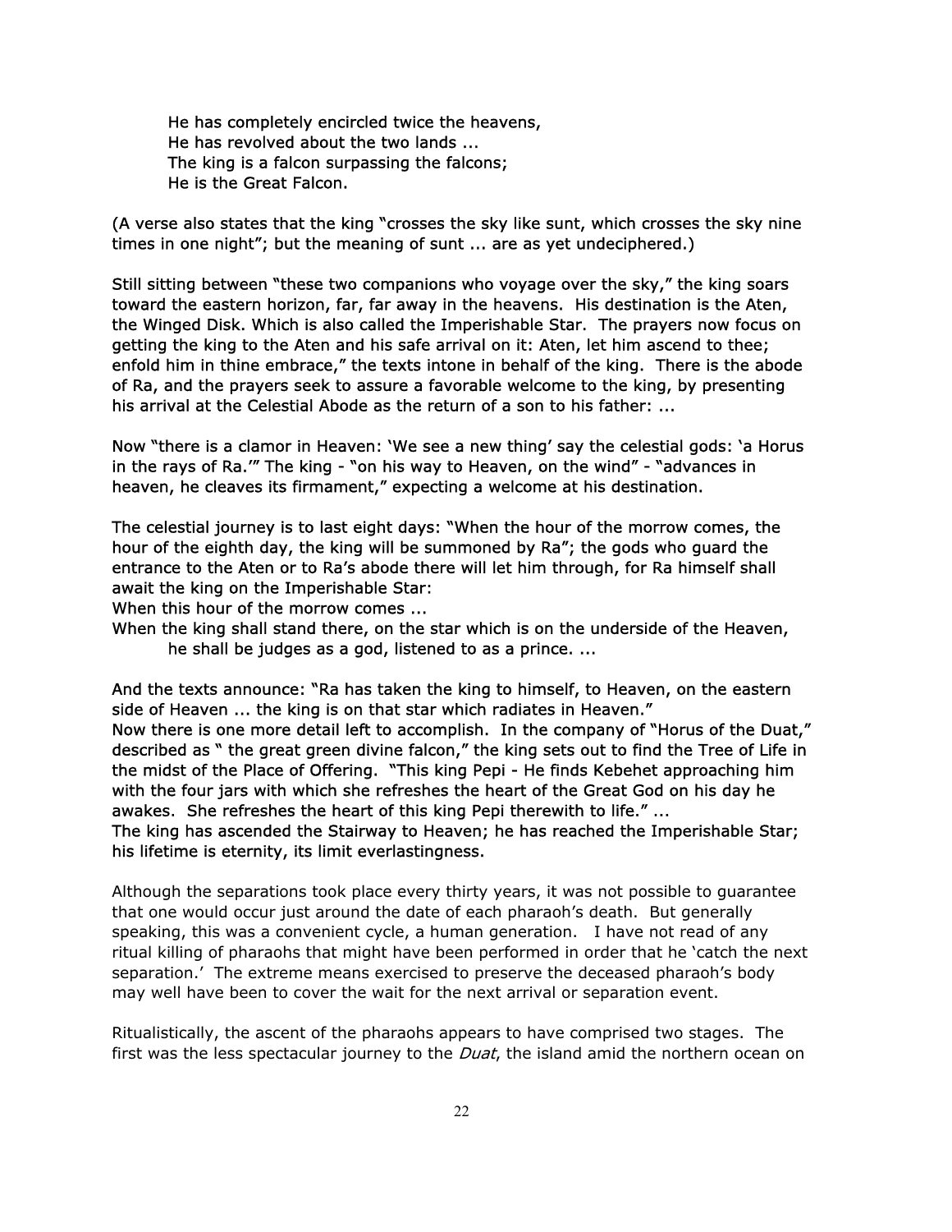> He has completely encircled twice the heavens,
> He has revolved about the two lands ...
> The king is a falcon surpassing the falcons;
> He is the Great Falcon.

(A verse also states that the king "crosses the sky like sunt, which crosses the sky nine times in one night"; but the meaning of sunt ... are as yet undeciphered.)

Still sitting between "these two companions who voyage over the sky," the king soars toward the eastern horizon, far, far away in the heavens. His destination is the Aten, the Winged Disk. Which is also called the Imperishable Star. The prayers now focus on getting the king to the Aten and his safe arrival on it: Aten, let him ascend to thee; enfold him in thine embrace," the texts intone in behalf of the king. There is the abode of Ra, and the prayers seek to assure a favorable welcome to the king, by presenting his arrival at the Celestial Abode as the return of a son to his father: ...

Now "there is a clamor in Heaven: 'We see a new thing' say the celestial gods: 'a Horus in the rays of Ra.'" The king - "on his way to Heaven, on the wind" - "advances in heaven, he cleaves its firmament," expecting a welcome at his destination.

The celestial journey is to last eight days: "When the hour of the morrow comes, the hour of the eighth day, the king will be summoned by Ra"; the gods who guard the entrance to the Aten or to Ra's abode there will let him through, for Ra himself shall await the king on the Imperishable Star:
When this hour of the morrow comes ...
When the king shall stand there, on the star which is on the underside of the Heaven,
he shall be judges as a god, listened to as a prince. ...

And the texts announce: "Ra has taken the king to himself, to Heaven, on the eastern side of Heaven ... the king is on that star which radiates in Heaven."
Now there is one more detail left to accomplish. In the company of "Horus of the Duat," described as " the great green divine falcon," the king sets out to find the Tree of Life in the midst of the Place of Offering. "This king Pepi - He finds Kebehet approaching him with the four jars with which she refreshes the heart of the Great God on his day he awakes. She refreshes the heart of this king Pepi therewith to life." ...
The king has ascended the Stairway to Heaven; he has reached the Imperishable Star; his lifetime is eternity, its limit everlastingness.

Although the separations took place every thirty years, it was not possible to guarantee that one would occur just around the date of each pharaoh's death. But generally speaking, this was a convenient cycle, a human generation. I have not read of any ritual killing of pharaohs that might have been performed in order that he 'catch the next separation.' The extreme means exercised to preserve the deceased pharaoh's body may well have been to cover the wait for the next arrival or separation event.

Ritualistically, the ascent of the pharaohs appears to have comprised two stages. The first was the less spectacular journey to the *Duat*, the island amid the northern ocean on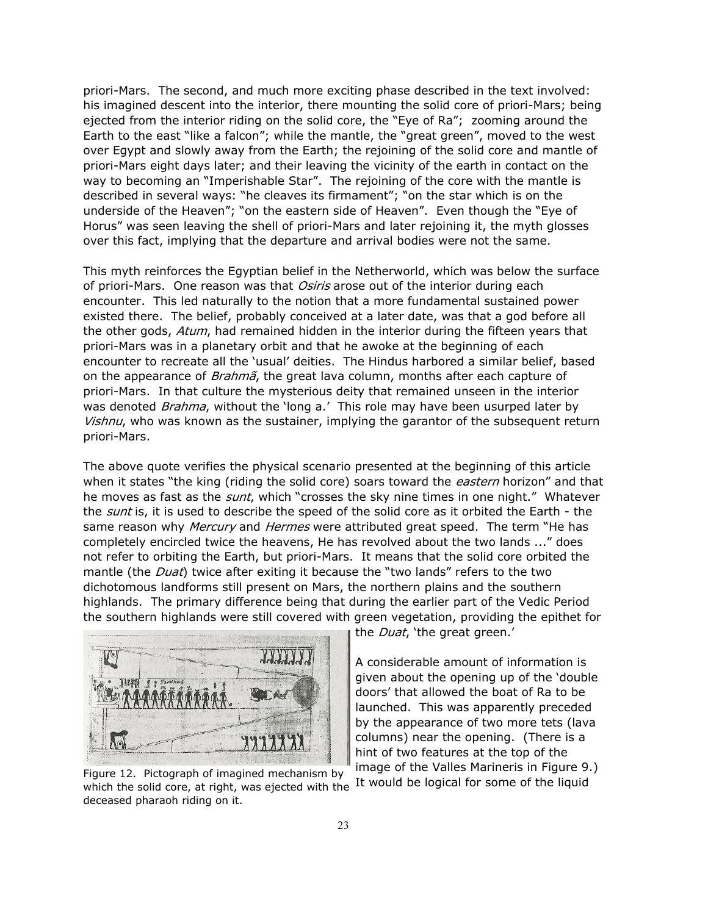priori-Mars. The second, and much more exciting phase described in the text involved: his imagined descent into the interior, there mounting the solid core of priori-Mars; being ejected from the interior riding on the solid core, the "Eye of Ra"; zooming around the Earth to the east "like a falcon"; while the mantle, the "great green", moved to the west over Egypt and slowly away from the Earth; the rejoining of the solid core and mantle of priori-Mars eight days later; and their leaving the vicinity of the earth in contact on the way to becoming an "Imperishable Star". The rejoining of the core with the mantle is described in several ways: "he cleaves its firmament"; "on the star which is on the underside of the Heaven"; "on the eastern side of Heaven". Even though the "Eye of Horus" was seen leaving the shell of priori-Mars and later rejoining it, the myth glosses over this fact, implying that the departure and arrival bodies were not the same.

This myth reinforces the Egyptian belief in the Netherworld, which was below the surface of priori-Mars. One reason was that *Osiris* arose out of the interior during each encounter. This led naturally to the notion that a more fundamental sustained power existed there. The belief, probably conceived at a later date, was that a god before all the other gods, *Atum*, had remained hidden in the interior during the fifteen years that priori-Mars was in a planetary orbit and that he awoke at the beginning of each encounter to recreate all the 'usual' deities. The Hindus harbored a similar belief, based on the appearance of *Brahmã*, the great lava column, months after each capture of priori-Mars. In that culture the mysterious deity that remained unseen in the interior was denoted *Brahma*, without the 'long a.' This role may have been usurped later by *Vishnu*, who was known as the sustainer, implying the garantor of the subsequent return priori-Mars.

The above quote verifies the physical scenario presented at the beginning of this article when it states "the king (riding the solid core) soars toward the *eastern* horizon" and that he moves as fast as the *sunt*, which "crosses the sky nine times in one night." Whatever the *sunt* is, it is used to describe the speed of the solid core as it orbited the Earth - the same reason why *Mercury* and *Hermes* were attributed great speed. The term "He has completely encircled twice the heavens, He has revolved about the two lands ..." does not refer to orbiting the Earth, but priori-Mars. It means that the solid core orbited the mantle (the *Duat*) twice after exiting it because the "two lands" refers to the two dichotomous landforms still present on Mars, the northern plains and the southern highlands. The primary difference being that during the earlier part of the Vedic Period the southern highlands were still covered with green vegetation, providing the epithet for the *Duat*, 'the great green.'

Figure 12. Pictograph of imagined mechanism by which the solid core, at right, was ejected with the deceased pharaoh riding on it.

A considerable amount of information is given about the opening up of the 'double doors' that allowed the boat of Ra to be launched. This was apparently preceded by the appearance of two more tets (lava columns) near the opening. (There is a hint of two features at the top of the image of the Valles Marineris in Figure 9.) It would be logical for some of the liquid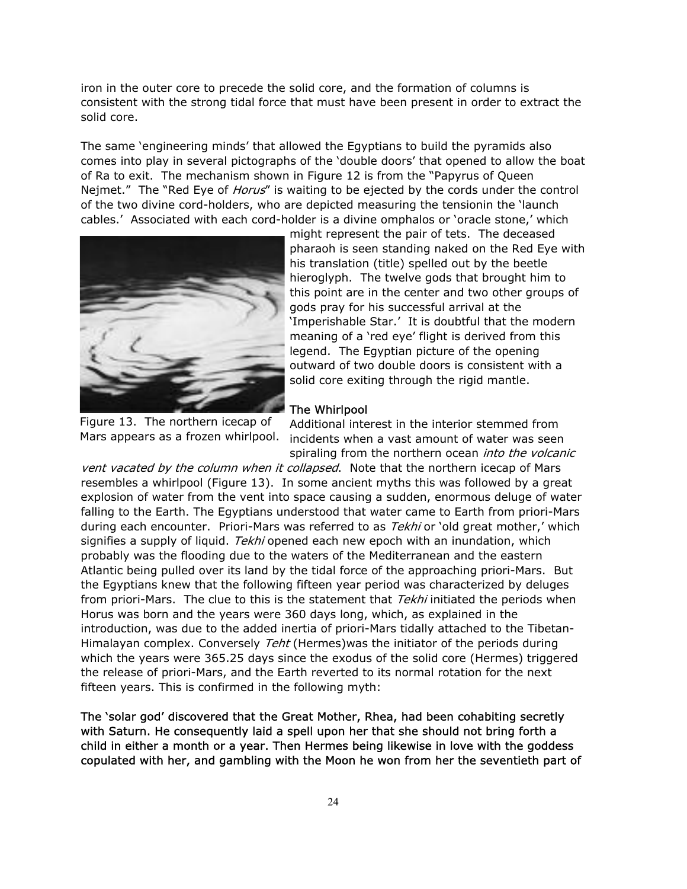iron in the outer core to precede the solid core, and the formation of columns is consistent with the strong tidal force that must have been present in order to extract the solid core.

The same 'engineering minds' that allowed the Egyptians to build the pyramids also comes into play in several pictographs of the 'double doors' that opened to allow the boat of Ra to exit. The mechanism shown in Figure 12 is from the "Papyrus of Queen Nejmet." The "Red Eye of *Horus*" is waiting to be ejected by the cords under the control of the two divine cord-holders, who are depicted measuring the tensionin the 'launch cables.' Associated with each cord-holder is a divine omphalos or 'oracle stone,' which might represent the pair of tets. The deceased pharaoh is seen standing naked on the Red Eye with his translation (title) spelled out by the beetle hieroglyph. The twelve gods that brought him to this point are in the center and two other groups of gods pray for his successful arrival at the 'Imperishable Star.' It is doubtful that the modern meaning of a 'red eye' flight is derived from this legend. The Egyptian picture of the opening outward of two double doors is consistent with a solid core exiting through the rigid mantle.

Figure 13. The northern icecap of Mars appears as a frozen whirlpool.

## The Whirlpool

Additional interest in the interior stemmed from incidents when a vast amount of water was seen spiraling from the northern ocean *into the volcanic vent vacated by the column when it collapsed*. Note that the northern icecap of Mars resembles a whirlpool (Figure 13). In some ancient myths this was followed by a great explosion of water from the vent into space causing a sudden, enormous deluge of water falling to the Earth. The Egyptians understood that water came to Earth from priori-Mars during each encounter. Priori-Mars was referred to as *Tekhi* or 'old great mother,' which signifies a supply of liquid. *Tekhi* opened each new epoch with an inundation, which probably was the flooding due to the waters of the Mediterranean and the eastern Atlantic being pulled over its land by the tidal force of the approaching priori-Mars. But the Egyptians knew that the following fifteen year period was characterized by deluges from priori-Mars. The clue to this is the statement that *Tekhi* initiated the periods when Horus was born and the years were 360 days long, which, as explained in the introduction, was due to the added inertia of priori-Mars tidally attached to the Tibetan-Himalayan complex. Conversely *Teht* (Hermes)was the initiator of the periods during which the years were 365.25 days since the exodus of the solid core (Hermes) triggered the release of priori-Mars, and the Earth reverted to its normal rotation for the next fifteen years. This is confirmed in the following myth:

**The 'solar god' discovered that the Great Mother, Rhea, had been cohabiting secretly with Saturn. He consequently laid a spell upon her that she should not bring forth a child in either a month or a year. Then Hermes being likewise in love with the goddess copulated with her, and gambling with the Moon he won from her the seventieth part of**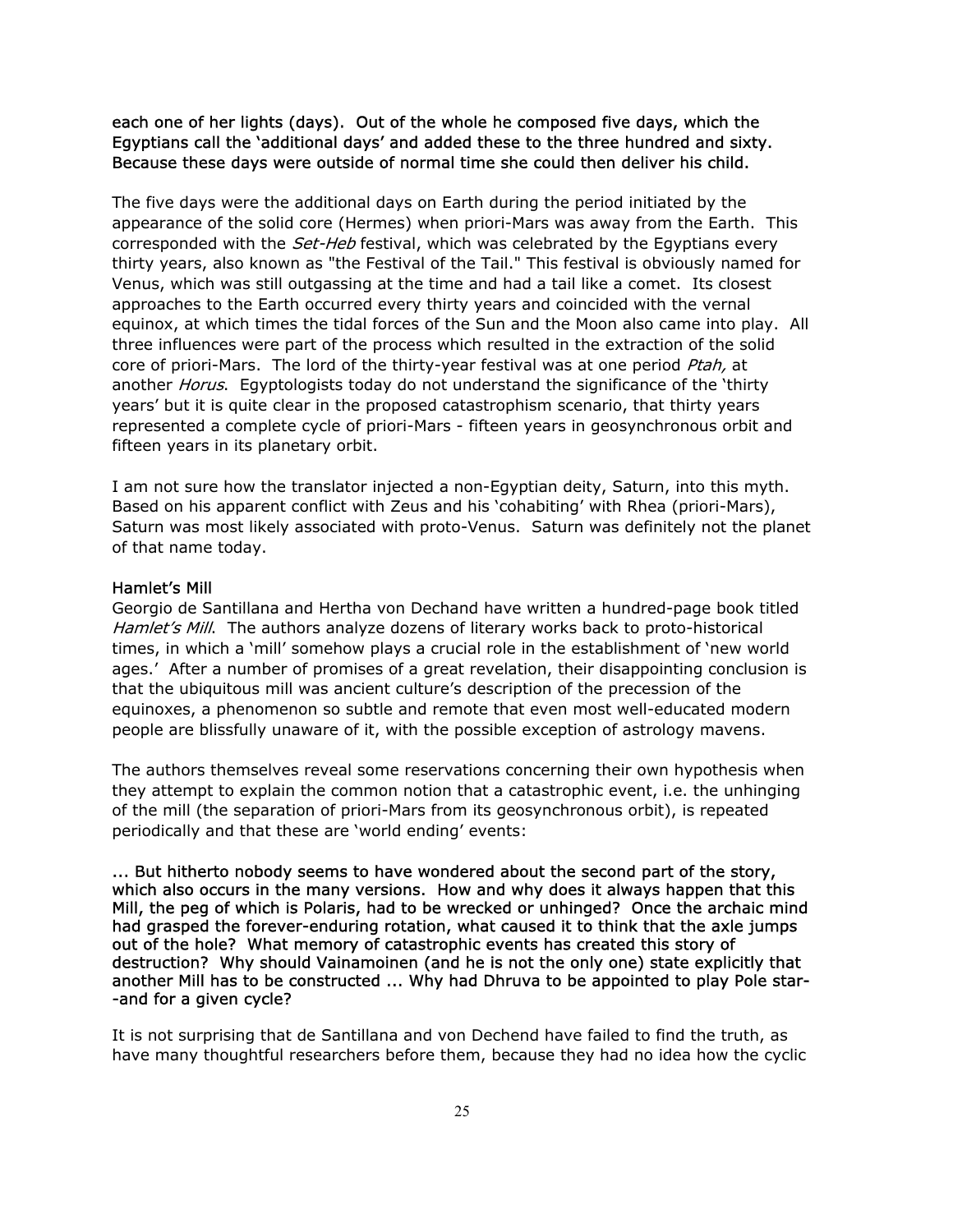**each one of her lights (days). Out of the whole he composed five days, which the Egyptians call the 'additional days' and added these to the three hundred and sixty. Because these days were outside of normal time she could then deliver his child.**

The five days were the additional days on Earth during the period initiated by the appearance of the solid core (Hermes) when priori-Mars was away from the Earth. This corresponded with the *Set-Heb* festival, which was celebrated by the Egyptians every thirty years, also known as "the Festival of the Tail." This festival is obviously named for Venus, which was still outgassing at the time and had a tail like a comet. Its closest approaches to the Earth occurred every thirty years and coincided with the vernal equinox, at which times the tidal forces of the Sun and the Moon also came into play. All three influences were part of the process which resulted in the extraction of the solid core of priori-Mars. The lord of the thirty-year festival was at one period *Ptah,* at another *Horus*. Egyptologists today do not understand the significance of the 'thirty years' but it is quite clear in the proposed catastrophism scenario, that thirty years represented a complete cycle of priori-Mars - fifteen years in geosynchronous orbit and fifteen years in its planetary orbit.

I am not sure how the translator injected a non-Egyptian deity, Saturn, into this myth. Based on his apparent conflict with Zeus and his 'cohabiting' with Rhea (priori-Mars), Saturn was most likely associated with proto-Venus. Saturn was definitely not the planet of that name today.

### Hamlet's Mill

Georgio de Santillana and Hertha von Dechand have written a hundred-page book titled *Hamlet's Mill*. The authors analyze dozens of literary works back to proto-historical times, in which a 'mill' somehow plays a crucial role in the establishment of 'new world ages.' After a number of promises of a great revelation, their disappointing conclusion is that the ubiquitous mill was ancient culture's description of the precession of the equinoxes, a phenomenon so subtle and remote that even most well-educated modern people are blissfully unaware of it, with the possible exception of astrology mavens.

The authors themselves reveal some reservations concerning their own hypothesis when they attempt to explain the common notion that a catastrophic event, i.e. the unhinging of the mill (the separation of priori-Mars from its geosynchronous orbit), is repeated periodically and that these are 'world ending' events:

**... But hitherto nobody seems to have wondered about the second part of the story, which also occurs in the many versions. How and why does it always happen that this Mill, the peg of which is Polaris, had to be wrecked or unhinged? Once the archaic mind had grasped the forever-enduring rotation, what caused it to think that the axle jumps out of the hole? What memory of catastrophic events has created this story of destruction? Why should Vainamoinen (and he is not the only one) state explicitly that another Mill has to be constructed ... Why had Dhruva to be appointed to play Pole star--and for a given cycle?**

It is not surprising that de Santillana and von Dechend have failed to find the truth, as have many thoughtful researchers before them, because they had no idea how the cyclic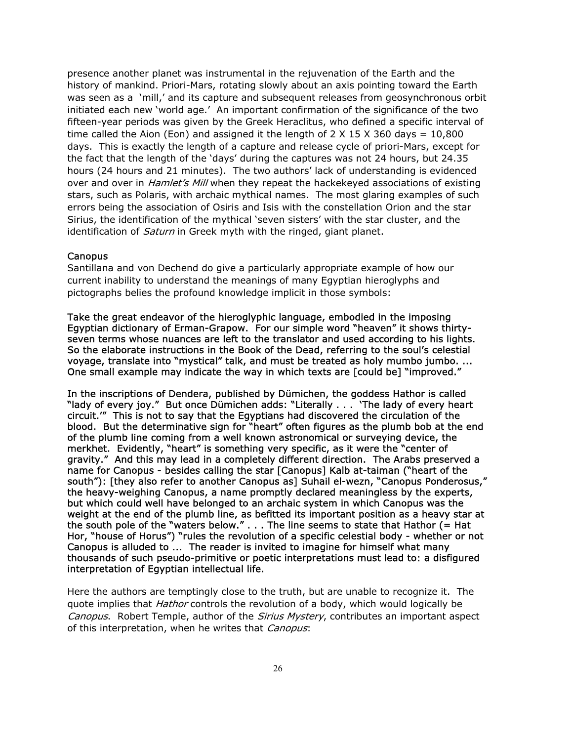presence another planet was instrumental in the rejuvenation of the Earth and the history of mankind. Priori-Mars, rotating slowly about an axis pointing toward the Earth was seen as a 'mill,' and its capture and subsequent releases from geosynchronous orbit initiated each new 'world age.' An important confirmation of the significance of the two fifteen-year periods was given by the Greek Heraclitus, who defined a specific interval of time called the Aion (Eon) and assigned it the length of 2 X 15 X 360 days = 10,800 days. This is exactly the length of a capture and release cycle of priori-Mars, except for the fact that the length of the 'days' during the captures was not 24 hours, but 24.35 hours (24 hours and 21 minutes). The two authors' lack of understanding is evidenced over and over in *Hamlet's Mill* when they repeat the hackekeyed associations of existing stars, such as Polaris, with archaic mythical names. The most glaring examples of such errors being the association of Osiris and Isis with the constellation Orion and the star Sirius, the identification of the mythical 'seven sisters' with the star cluster, and the identification of *Saturn* in Greek myth with the ringed, giant planet.

## Canopus

Santillana and von Dechend do give a particularly appropriate example of how our current inability to understand the meanings of many Egyptian hieroglyphs and pictographs belies the profound knowledge implicit in those symbols:

**Take the great endeavor of the hieroglyphic language, embodied in the imposing Egyptian dictionary of Erman-Grapow. For our simple word "heaven" it shows thirty-seven terms whose nuances are left to the translator and used according to his lights. So the elaborate instructions in the Book of the Dead, referring to the soul's celestial voyage, translate into "mystical" talk, and must be treated as holy mumbo jumbo. ... One small example may indicate the way in which texts are [could be] "improved."**

**In the inscriptions of Dendera, published by Dümichen, the goddess Hathor is called "lady of every joy." But once Dümichen adds: "Literally . . . 'The lady of every heart circuit.'" This is not to say that the Egyptians had discovered the circulation of the blood. But the determinative sign for "heart" often figures as the plumb bob at the end of the plumb line coming from a well known astronomical or surveying device, the merkhet. Evidently, "heart" is something very specific, as it were the "center of gravity." And this may lead in a completely different direction. The Arabs preserved a name for Canopus - besides calling the star [Canopus] Kalb at-taiman ("heart of the south"): [they also refer to another Canopus as] Suhail el-wezn, "Canopus Ponderosus," the heavy-weighing Canopus, a name promptly declared meaningless by the experts, but which could well have belonged to an archaic system in which Canopus was the weight at the end of the plumb line, as befitted its important position as a heavy star at the south pole of the "waters below." . . . The line seems to state that Hathor (= Hat Hor, "house of Horus") "rules the revolution of a specific celestial body - whether or not Canopus is alluded to ... The reader is invited to imagine for himself what many thousands of such pseudo-primitive or poetic interpretations must lead to: a disfigured interpretation of Egyptian intellectual life.**

Here the authors are temptingly close to the truth, but are unable to recognize it. The quote implies that *Hathor* controls the revolution of a body, which would logically be *Canopus*. Robert Temple, author of the *Sirius Mystery*, contributes an important aspect of this interpretation, when he writes that *Canopus*: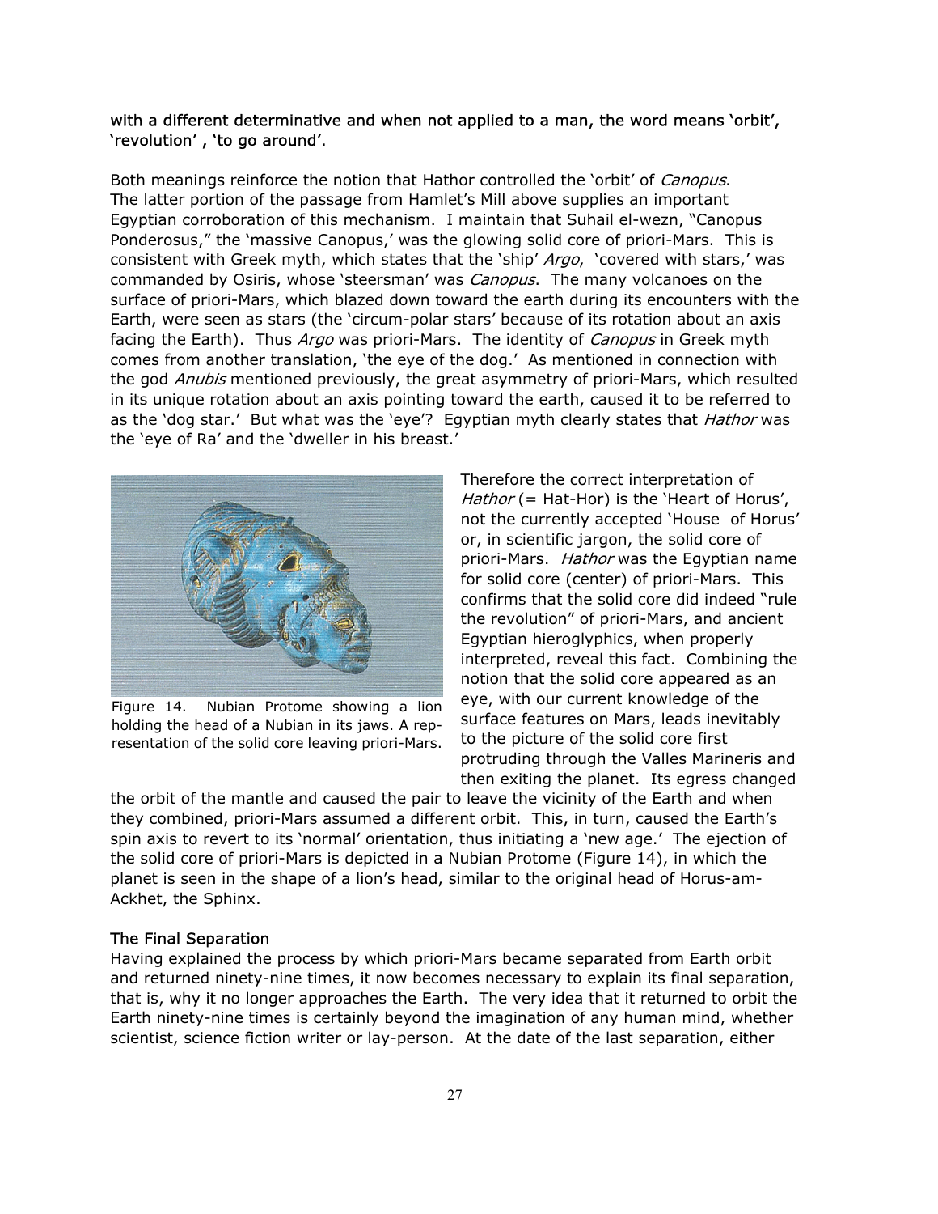**with a different determinative and when not applied to a man, the word means 'orbit', 'revolution' , 'to go around'.**

Both meanings reinforce the notion that Hathor controlled the 'orbit' of *Canopus*. The latter portion of the passage from Hamlet's Mill above supplies an important Egyptian corroboration of this mechanism. I maintain that Suhail el-wezn, "Canopus Ponderosus," the 'massive Canopus,' was the glowing solid core of priori-Mars. This is consistent with Greek myth, which states that the 'ship' *Argo*, 'covered with stars,' was commanded by Osiris, whose 'steersman' was *Canopus*. The many volcanoes on the surface of priori-Mars, which blazed down toward the earth during its encounters with the Earth, were seen as stars (the 'circum-polar stars' because of its rotation about an axis facing the Earth). Thus *Argo* was priori-Mars. The identity of *Canopus* in Greek myth comes from another translation, 'the eye of the dog.' As mentioned in connection with the god *Anubis* mentioned previously, the great asymmetry of priori-Mars, which resulted in its unique rotation about an axis pointing toward the earth, caused it to be referred to as the 'dog star.' But what was the 'eye'? Egyptian myth clearly states that *Hathor* was the 'eye of Ra' and the 'dweller in his breast.'

Figure 14. Nubian Protome showing a lion holding the head of a Nubian in its jaws. A representation of the solid core leaving priori-Mars.

Therefore the correct interpretation of *Hathor* (= Hat-Hor) is the 'Heart of Horus', not the currently accepted 'House of Horus' or, in scientific jargon, the solid core of priori-Mars. *Hathor* was the Egyptian name for solid core (center) of priori-Mars. This confirms that the solid core did indeed "rule the revolution" of priori-Mars, and ancient Egyptian hieroglyphics, when properly interpreted, reveal this fact. Combining the notion that the solid core appeared as an eye, with our current knowledge of the surface features on Mars, leads inevitably to the picture of the solid core first protruding through the Valles Marineris and then exiting the planet. Its egress changed the orbit of the mantle and caused the pair to leave the vicinity of the Earth and when they combined, priori-Mars assumed a different orbit. This, in turn, caused the Earth's spin axis to revert to its 'normal' orientation, thus initiating a 'new age.' The ejection of the solid core of priori-Mars is depicted in a Nubian Protome (Figure 14), in which the planet is seen in the shape of a lion's head, similar to the original head of Horus-am-Ackhet, the Sphinx.

## The Final Separation

Having explained the process by which priori-Mars became separated from Earth orbit and returned ninety-nine times, it now becomes necessary to explain its final separation, that is, why it no longer approaches the Earth. The very idea that it returned to orbit the Earth ninety-nine times is certainly beyond the imagination of any human mind, whether scientist, science fiction writer or lay-person. At the date of the last separation, either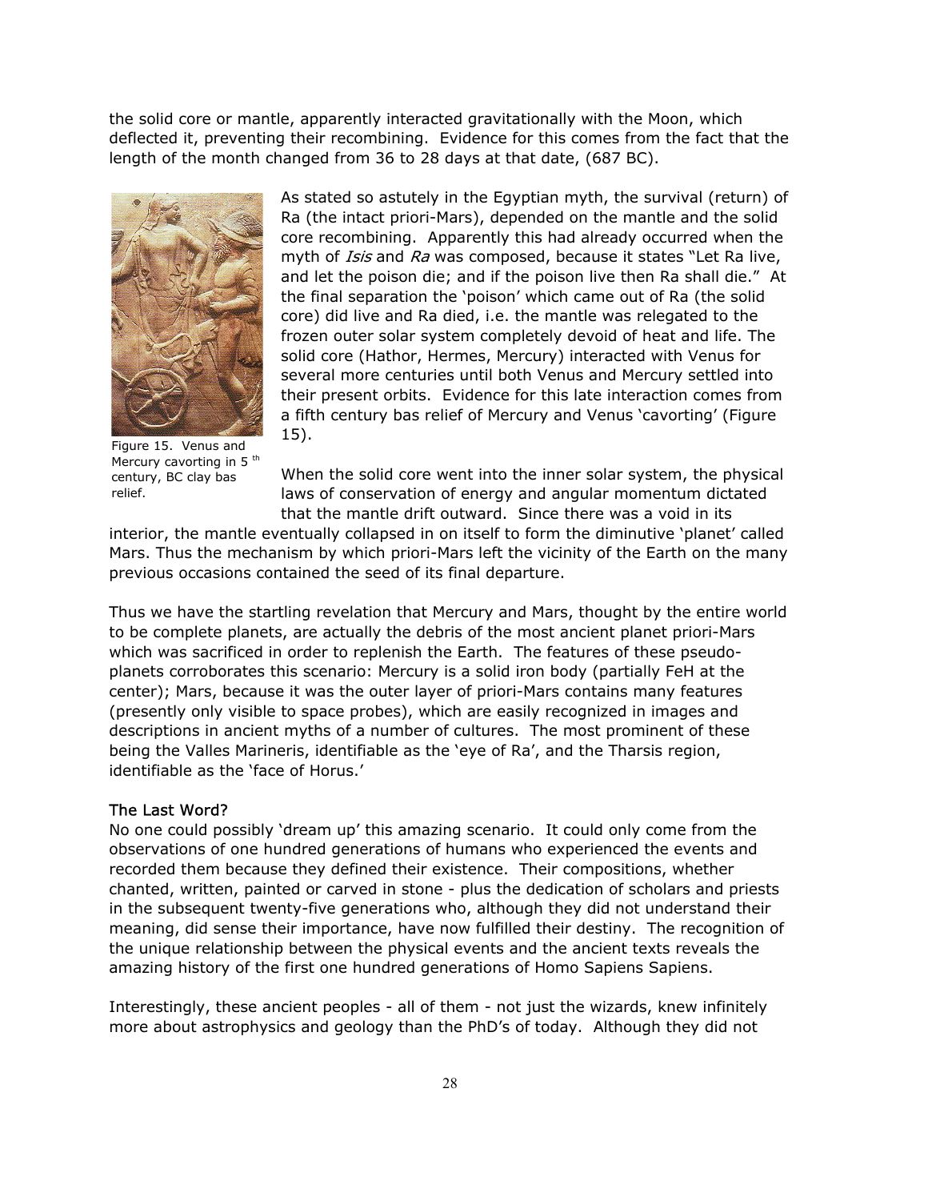the solid core or mantle, apparently interacted gravitationally with the Moon, which deflected it, preventing their recombining. Evidence for this comes from the fact that the length of the month changed from 36 to 28 days at that date, (687 BC).

Figure 15. Venus and Mercury cavorting in 5 th century, BC clay bas relief.

As stated so astutely in the Egyptian myth, the survival (return) of Ra (the intact priori-Mars), depended on the mantle and the solid core recombining. Apparently this had already occurred when the myth of *Isis* and *Ra* was composed, because it states "Let Ra live, and let the poison die; and if the poison live then Ra shall die." At the final separation the 'poison' which came out of Ra (the solid core) did live and Ra died, i.e. the mantle was relegated to the frozen outer solar system completely devoid of heat and life. The solid core (Hathor, Hermes, Mercury) interacted with Venus for several more centuries until both Venus and Mercury settled into their present orbits. Evidence for this late interaction comes from a fifth century bas relief of Mercury and Venus 'cavorting' (Figure 15).

When the solid core went into the inner solar system, the physical laws of conservation of energy and angular momentum dictated that the mantle drift outward. Since there was a void in its interior, the mantle eventually collapsed in on itself to form the diminutive 'planet' called Mars. Thus the mechanism by which priori-Mars left the vicinity of the Earth on the many previous occasions contained the seed of its final departure.

Thus we have the startling revelation that Mercury and Mars, thought by the entire world to be complete planets, are actually the debris of the most ancient planet priori-Mars which was sacrificed in order to replenish the Earth. The features of these pseudo-planets corroborates this scenario: Mercury is a solid iron body (partially FeH at the center); Mars, because it was the outer layer of priori-Mars contains many features (presently only visible to space probes), which are easily recognized in images and descriptions in ancient myths of a number of cultures. The most prominent of these being the Valles Marineris, identifiable as the 'eye of Ra', and the Tharsis region, identifiable as the 'face of Horus.'

## The Last Word?

No one could possibly 'dream up' this amazing scenario. It could only come from the observations of one hundred generations of humans who experienced the events and recorded them because they defined their existence. Their compositions, whether chanted, written, painted or carved in stone - plus the dedication of scholars and priests in the subsequent twenty-five generations who, although they did not understand their meaning, did sense their importance, have now fulfilled their destiny. The recognition of the unique relationship between the physical events and the ancient texts reveals the amazing history of the first one hundred generations of Homo Sapiens Sapiens.

Interestingly, these ancient peoples - all of them - not just the wizards, knew infinitely more about astrophysics and geology than the PhD's of today. Although they did not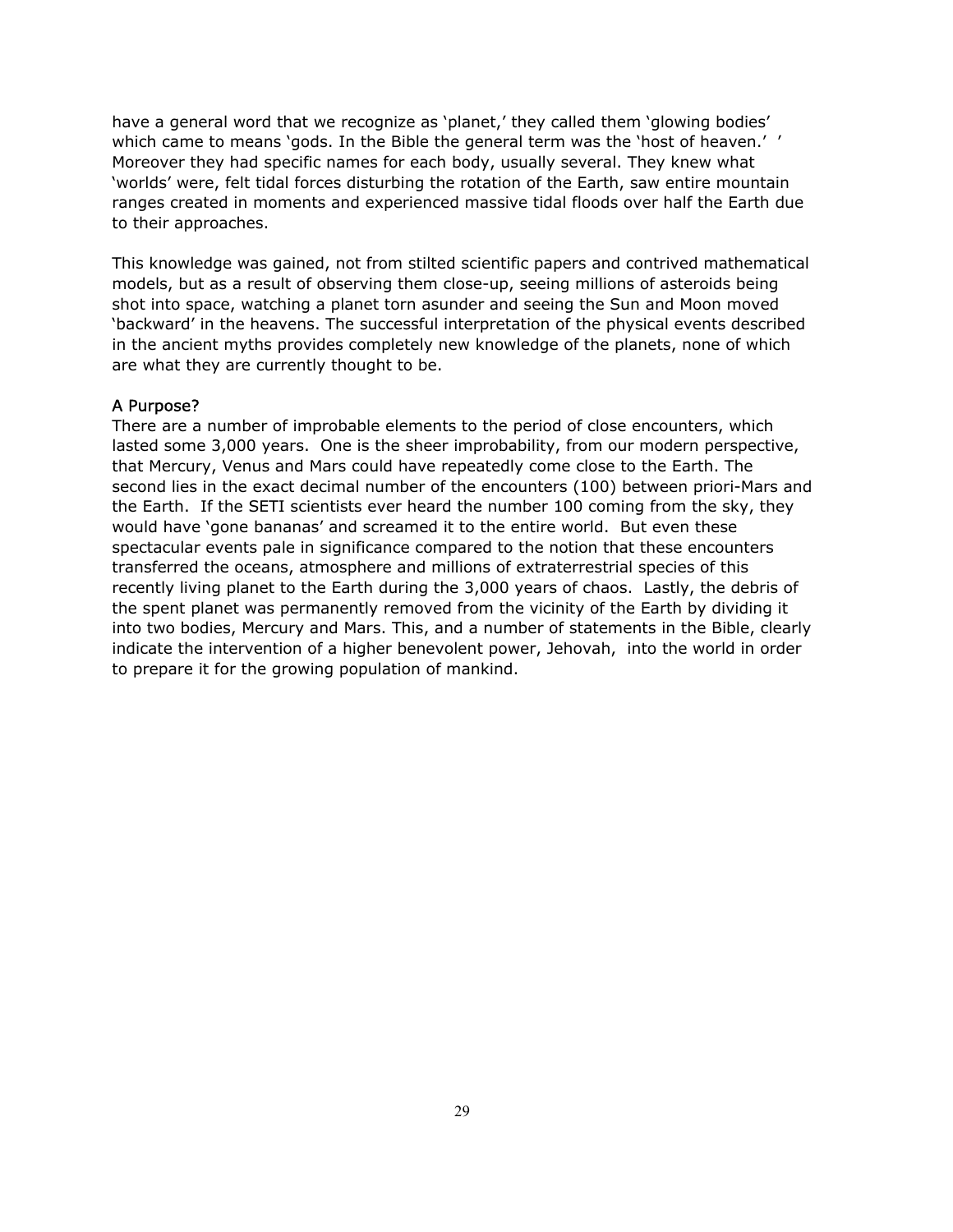have a general word that we recognize as 'planet,' they called them 'glowing bodies' which came to means 'gods. In the Bible the general term was the 'host of heaven.' ' Moreover they had specific names for each body, usually several. They knew what 'worlds' were, felt tidal forces disturbing the rotation of the Earth, saw entire mountain ranges created in moments and experienced massive tidal floods over half the Earth due to their approaches.

This knowledge was gained, not from stilted scientific papers and contrived mathematical models, but as a result of observing them close-up, seeing millions of asteroids being shot into space, watching a planet torn asunder and seeing the Sun and Moon moved 'backward' in the heavens. The successful interpretation of the physical events described in the ancient myths provides completely new knowledge of the planets, none of which are what they are currently thought to be.

## A Purpose?

There are a number of improbable elements to the period of close encounters, which lasted some 3,000 years. One is the sheer improbability, from our modern perspective, that Mercury, Venus and Mars could have repeatedly come close to the Earth. The second lies in the exact decimal number of the encounters (100) between priori-Mars and the Earth. If the SETI scientists ever heard the number 100 coming from the sky, they would have 'gone bananas' and screamed it to the entire world. But even these spectacular events pale in significance compared to the notion that these encounters transferred the oceans, atmosphere and millions of extraterrestrial species of this recently living planet to the Earth during the 3,000 years of chaos. Lastly, the debris of the spent planet was permanently removed from the vicinity of the Earth by dividing it into two bodies, Mercury and Mars. This, and a number of statements in the Bible, clearly indicate the intervention of a higher benevolent power, Jehovah, into the world in order to prepare it for the growing population of mankind.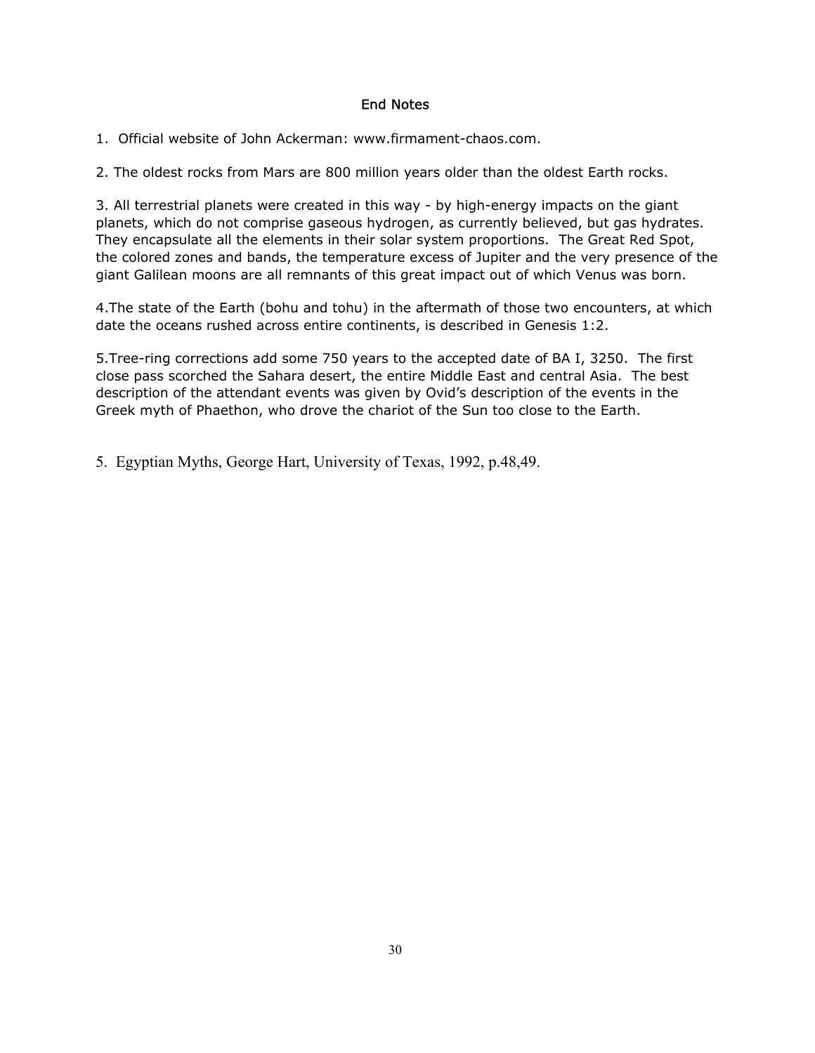## End Notes

1. Official website of John Ackerman: www.firmament-chaos.com.

2. The oldest rocks from Mars are 800 million years older than the oldest Earth rocks.

3. All terrestrial planets were created in this way - by high-energy impacts on the giant planets, which do not comprise gaseous hydrogen, as currently believed, but gas hydrates. They encapsulate all the elements in their solar system proportions. The Great Red Spot, the colored zones and bands, the temperature excess of Jupiter and the very presence of the giant Galilean moons are all remnants of this great impact out of which Venus was born.

4.The state of the Earth (bohu and tohu) in the aftermath of those two encounters, at which date the oceans rushed across entire continents, is described in Genesis 1:2.

5.Tree-ring corrections add some 750 years to the accepted date of BA I, 3250. The first close pass scorched the Sahara desert, the entire Middle East and central Asia. The best description of the attendant events was given by Ovid's description of the events in the Greek myth of Phaethon, who drove the chariot of the Sun too close to the Earth.

5. Egyptian Myths, George Hart, University of Texas, 1992, p.48,49.